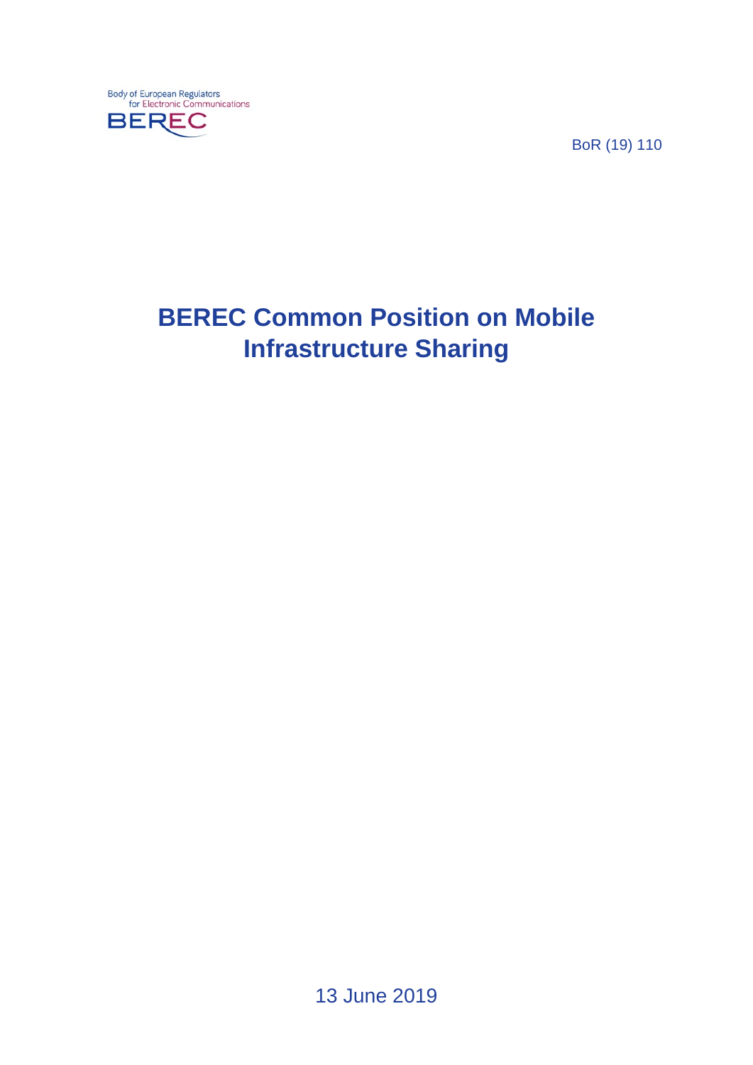Body of European Regulators
for Electronic Communications

BEREC

BoR (19) 110

# BEREC Common Position on Mobile Infrastructure Sharing

13 June 2019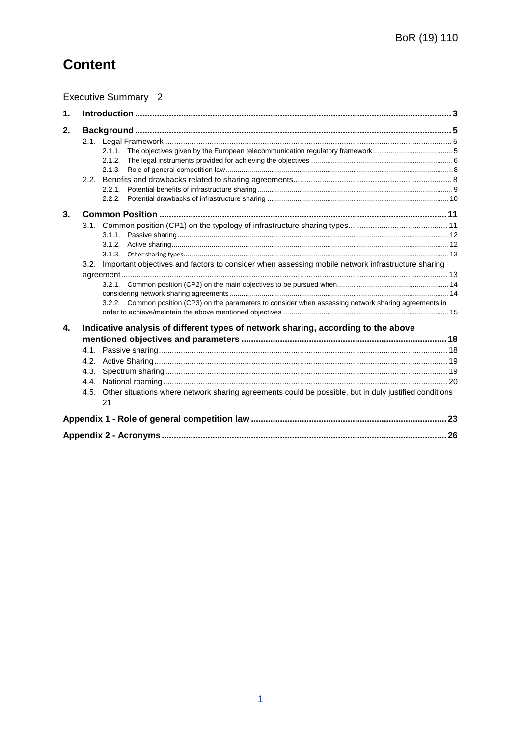# Content

Executive Summary 2

1. **Introduction** 3
2. **Background** 5
   - 2.1. Legal Framework 5
     - 2.1.1. The objectives given by the European telecommunication regulatory framework 5
     - 2.1.2. The legal instruments provided for achieving the objectives 6
     - 2.1.3. Role of general competition law 8
   - 2.2. Benefits and drawbacks related to sharing agreements 8
     - 2.2.1. Potential benefits of infrastructure sharing 9
     - 2.2.2. Potential drawbacks of infrastructure sharing 10
3. **Common Position** 11
   - 3.1. Common position (CP1) on the typology of infrastructure sharing types 11
     - 3.1.1. Passive sharing 12
     - 3.1.2. Active sharing 12
     - 3.1.3. Other sharing types 13
   - 3.2. Important objectives and factors to consider when assessing mobile network infrastructure sharing agreement 13
     - 3.2.1. Common position (CP2) on the main objectives to be pursued when 14
       considering network sharing agreements 14
     - 3.2.2. Common position (CP3) on the parameters to consider when assessing network sharing agreements in order to achieve/maintain the above mentioned objectives 15
4. **Indicative analysis of different types of network sharing, according to the above mentioned objectives and parameters** 18
   - 4.1. Passive sharing 18
   - 4.2. Active Sharing 19
   - 4.3. Spectrum sharing 19
   - 4.4. National roaming 20
   - 4.5. Other situations where network sharing agreements could be possible, but in duly justified conditions 21

**Appendix 1 - Role of general competition law** 23

**Appendix 2 - Acronyms** 26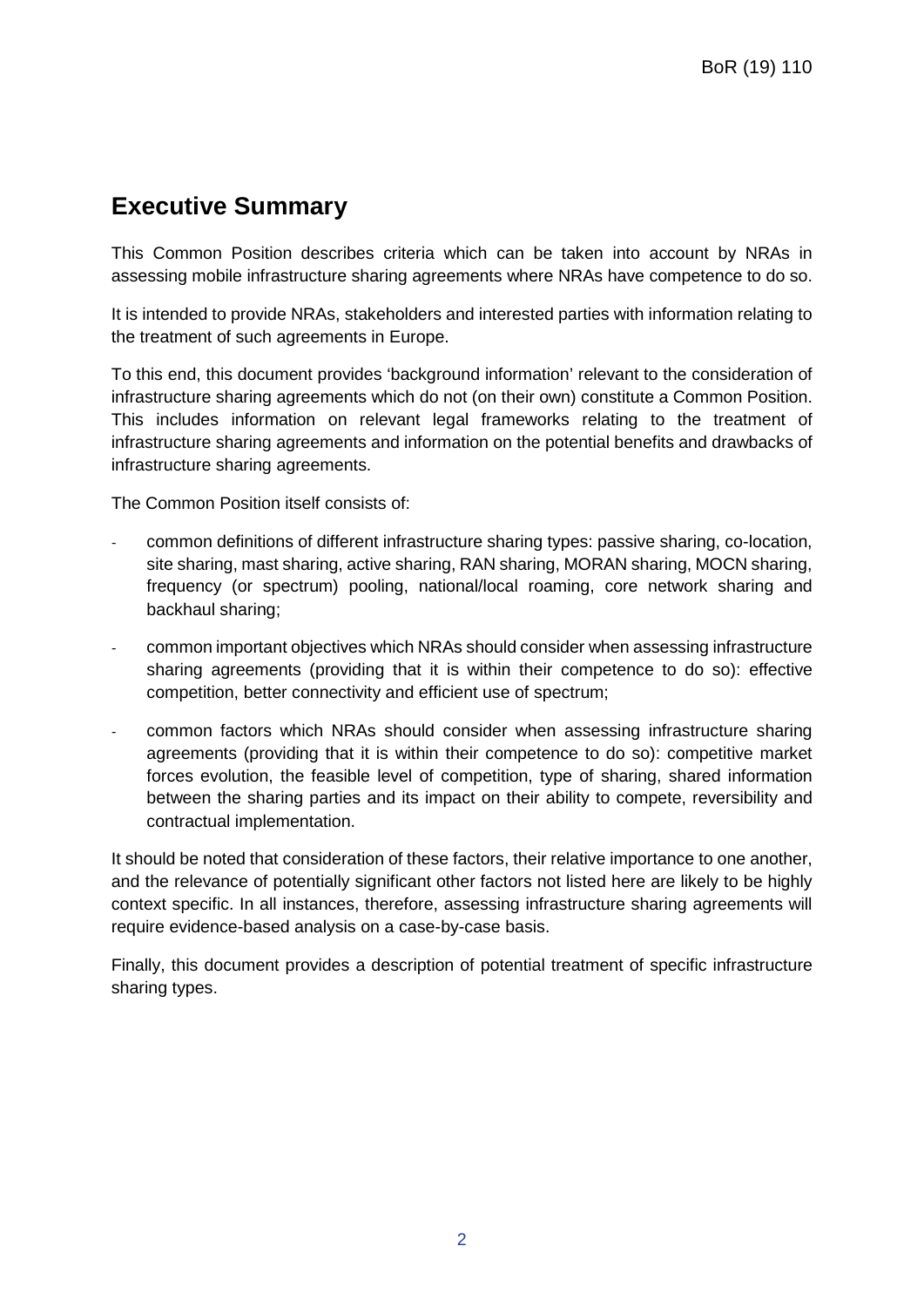## Executive Summary

This Common Position describes criteria which can be taken into account by NRAs in assessing mobile infrastructure sharing agreements where NRAs have competence to do so.

It is intended to provide NRAs, stakeholders and interested parties with information relating to the treatment of such agreements in Europe.

To this end, this document provides 'background information' relevant to the consideration of infrastructure sharing agreements which do not (on their own) constitute a Common Position. This includes information on relevant legal frameworks relating to the treatment of infrastructure sharing agreements and information on the potential benefits and drawbacks of infrastructure sharing agreements.

The Common Position itself consists of:

- common definitions of different infrastructure sharing types: passive sharing, co-location, site sharing, mast sharing, active sharing, RAN sharing, MORAN sharing, MOCN sharing, frequency (or spectrum) pooling, national/local roaming, core network sharing and backhaul sharing;
- common important objectives which NRAs should consider when assessing infrastructure sharing agreements (providing that it is within their competence to do so): effective competition, better connectivity and efficient use of spectrum;
- common factors which NRAs should consider when assessing infrastructure sharing agreements (providing that it is within their competence to do so): competitive market forces evolution, the feasible level of competition, type of sharing, shared information between the sharing parties and its impact on their ability to compete, reversibility and contractual implementation.

It should be noted that consideration of these factors, their relative importance to one another, and the relevance of potentially significant other factors not listed here are likely to be highly context specific. In all instances, therefore, assessing infrastructure sharing agreements will require evidence-based analysis on a case-by-case basis.

Finally, this document provides a description of potential treatment of specific infrastructure sharing types.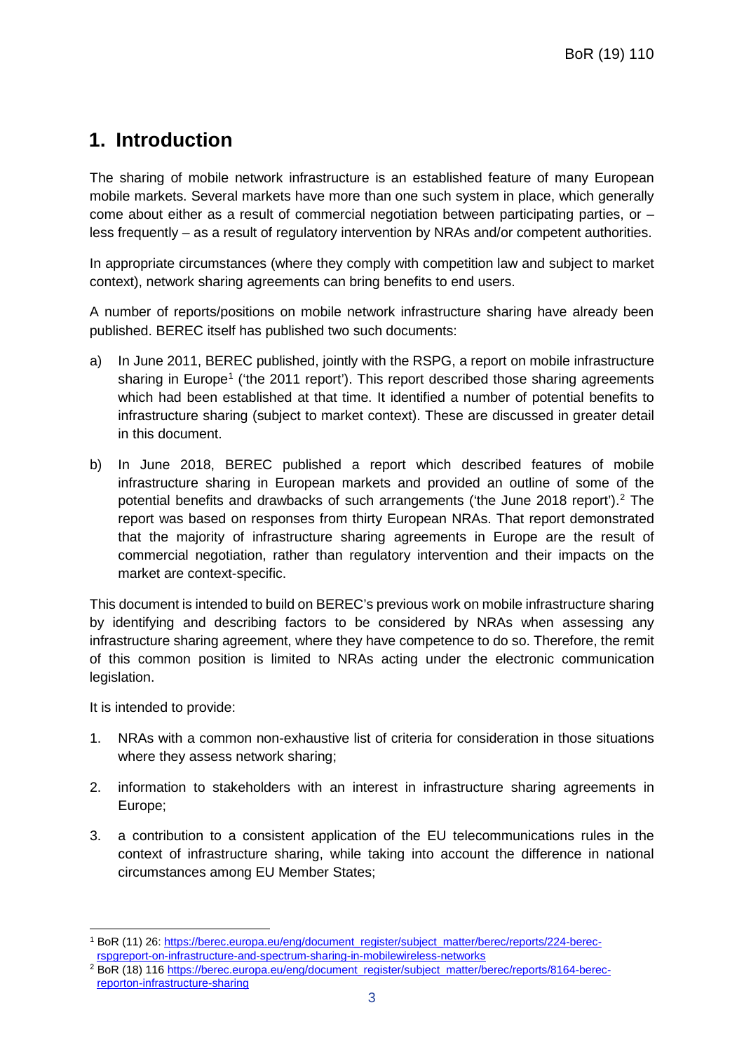# 1. Introduction

The sharing of mobile network infrastructure is an established feature of many European mobile markets. Several markets have more than one such system in place, which generally come about either as a result of commercial negotiation between participating parties, or – less frequently – as a result of regulatory intervention by NRAs and/or competent authorities.

In appropriate circumstances (where they comply with competition law and subject to market context), network sharing agreements can bring benefits to end users.

A number of reports/positions on mobile network infrastructure sharing have already been published. BEREC itself has published two such documents:

a) In June 2011, BEREC published, jointly with the RSPG, a report on mobile infrastructure sharing in Europe[1] ('the 2011 report'). This report described those sharing agreements which had been established at that time. It identified a number of potential benefits to infrastructure sharing (subject to market context). These are discussed in greater detail in this document.

b) In June 2018, BEREC published a report which described features of mobile infrastructure sharing in European markets and provided an outline of some of the potential benefits and drawbacks of such arrangements ('the June 2018 report').[2] The report was based on responses from thirty European NRAs. That report demonstrated that the majority of infrastructure sharing agreements in Europe are the result of commercial negotiation, rather than regulatory intervention and their impacts on the market are context-specific.

This document is intended to build on BEREC's previous work on mobile infrastructure sharing by identifying and describing factors to be considered by NRAs when assessing any infrastructure sharing agreement, where they have competence to do so. Therefore, the remit of this common position is limited to NRAs acting under the electronic communication legislation.

It is intended to provide:

1. NRAs with a common non-exhaustive list of criteria for consideration in those situations where they assess network sharing;

2. information to stakeholders with an interest in infrastructure sharing agreements in Europe;

3. a contribution to a consistent application of the EU telecommunications rules in the context of infrastructure sharing, while taking into account the difference in national circumstances among EU Member States;

---

[1] BoR (11) 26: https://berec.europa.eu/eng/document_register/subject_matter/berec/reports/224-berec-rspgreport-on-infrastructure-and-spectrum-sharing-in-mobilewireless-networks

[2] BoR (18) 116 https://berec.europa.eu/eng/document_register/subject_matter/berec/reports/8164-berec-reporton-infrastructure-sharing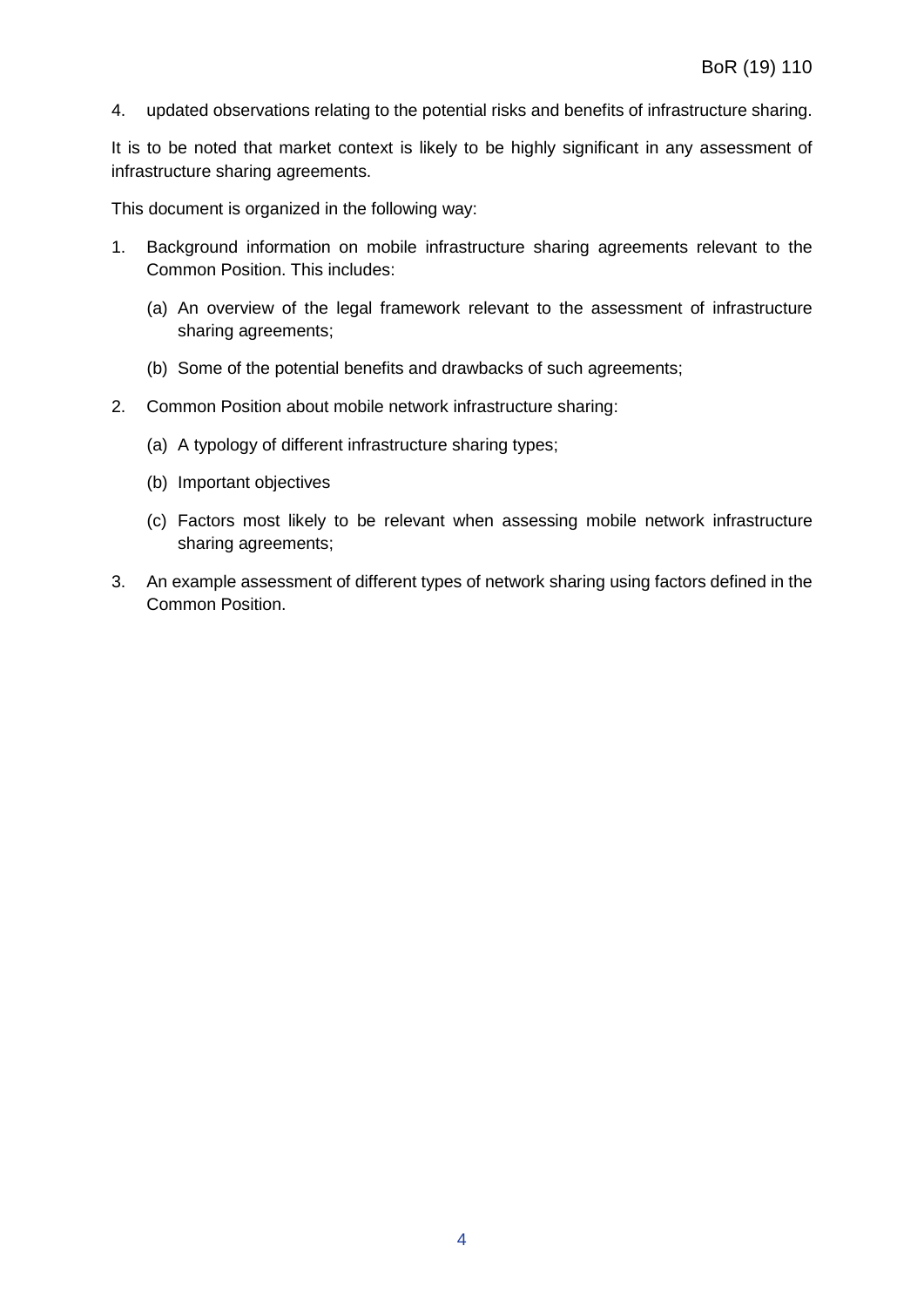4. updated observations relating to the potential risks and benefits of infrastructure sharing.

It is to be noted that market context is likely to be highly significant in any assessment of infrastructure sharing agreements.

This document is organized in the following way:

1. Background information on mobile infrastructure sharing agreements relevant to the Common Position. This includes:

   (a) An overview of the legal framework relevant to the assessment of infrastructure sharing agreements;

   (b) Some of the potential benefits and drawbacks of such agreements;

2. Common Position about mobile network infrastructure sharing:

   (a) A typology of different infrastructure sharing types;

   (b) Important objectives

   (c) Factors most likely to be relevant when assessing mobile network infrastructure sharing agreements;

3. An example assessment of different types of network sharing using factors defined in the Common Position.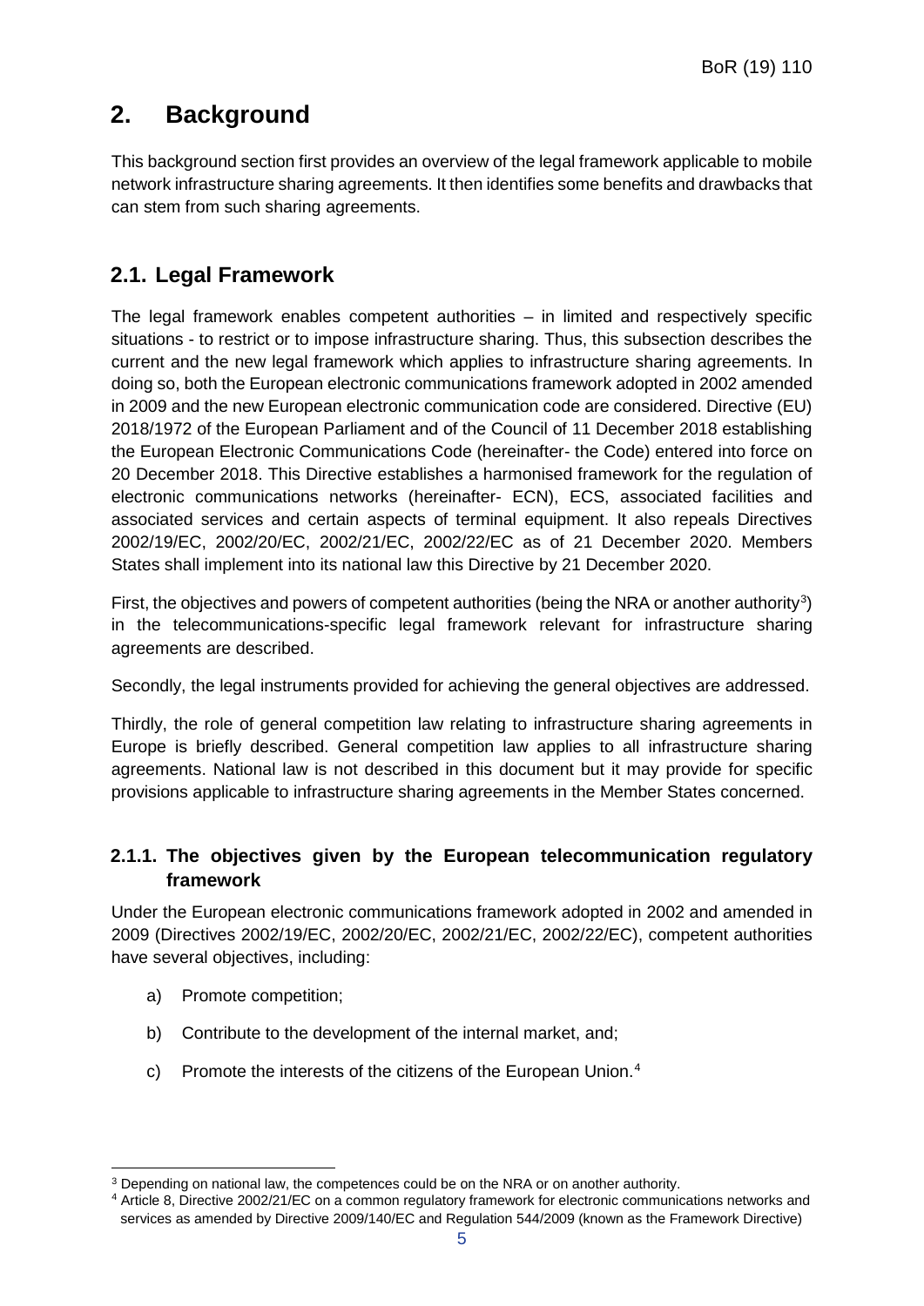# 2. Background

This background section first provides an overview of the legal framework applicable to mobile network infrastructure sharing agreements. It then identifies some benefits and drawbacks that can stem from such sharing agreements.

## 2.1. Legal Framework

The legal framework enables competent authorities – in limited and respectively specific situations - to restrict or to impose infrastructure sharing. Thus, this subsection describes the current and the new legal framework which applies to infrastructure sharing agreements. In doing so, both the European electronic communications framework adopted in 2002 amended in 2009 and the new European electronic communication code are considered. Directive (EU) 2018/1972 of the European Parliament and of the Council of 11 December 2018 establishing the European Electronic Communications Code (hereinafter- the Code) entered into force on 20 December 2018. This Directive establishes a harmonised framework for the regulation of electronic communications networks (hereinafter- ECN), ECS, associated facilities and associated services and certain aspects of terminal equipment. It also repeals Directives 2002/19/EC, 2002/20/EC, 2002/21/EC, 2002/22/EC as of 21 December 2020. Members States shall implement into its national law this Directive by 21 December 2020.

First, the objectives and powers of competent authorities (being the NRA or another authority[3]) in the telecommunications-specific legal framework relevant for infrastructure sharing agreements are described.

Secondly, the legal instruments provided for achieving the general objectives are addressed.

Thirdly, the role of general competition law relating to infrastructure sharing agreements in Europe is briefly described. General competition law applies to all infrastructure sharing agreements. National law is not described in this document but it may provide for specific provisions applicable to infrastructure sharing agreements in the Member States concerned.

### 2.1.1. The objectives given by the European telecommunication regulatory framework

Under the European electronic communications framework adopted in 2002 and amended in 2009 (Directives 2002/19/EC, 2002/20/EC, 2002/21/EC, 2002/22/EC), competent authorities have several objectives, including:

a) Promote competition;

b) Contribute to the development of the internal market, and;

c) Promote the interests of the citizens of the European Union.[4]

---

[3] Depending on national law, the competences could be on the NRA or on another authority.

[4] Article 8, Directive 2002/21/EC on a common regulatory framework for electronic communications networks and services as amended by Directive 2009/140/EC and Regulation 544/2009 (known as the Framework Directive)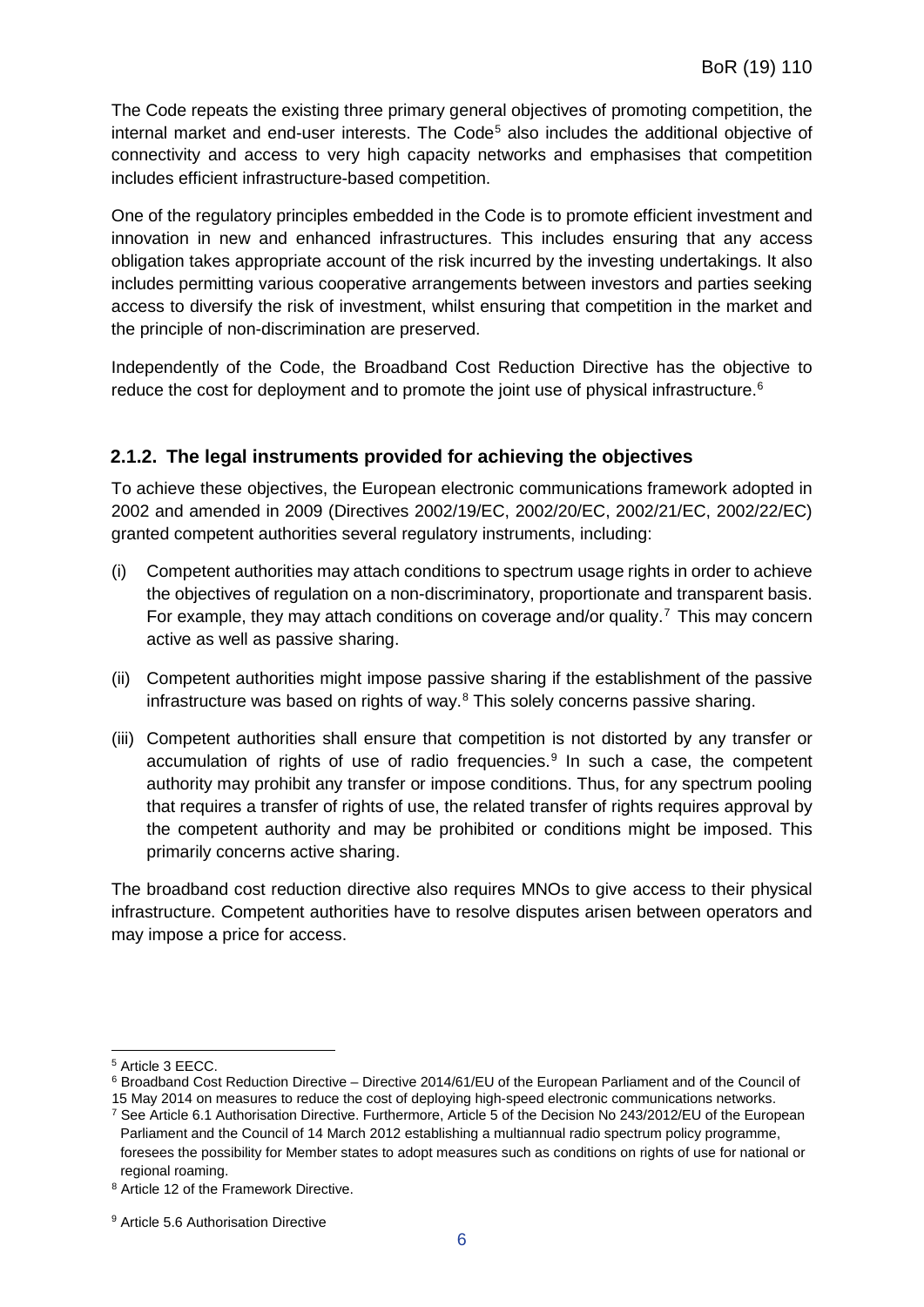The Code repeats the existing three primary general objectives of promoting competition, the internal market and end-user interests. The Code[5] also includes the additional objective of connectivity and access to very high capacity networks and emphasises that competition includes efficient infrastructure-based competition.

One of the regulatory principles embedded in the Code is to promote efficient investment and innovation in new and enhanced infrastructures. This includes ensuring that any access obligation takes appropriate account of the risk incurred by the investing undertakings. It also includes permitting various cooperative arrangements between investors and parties seeking access to diversify the risk of investment, whilst ensuring that competition in the market and the principle of non-discrimination are preserved.

Independently of the Code, the Broadband Cost Reduction Directive has the objective to reduce the cost for deployment and to promote the joint use of physical infrastructure.[6]

### 2.1.2. The legal instruments provided for achieving the objectives

To achieve these objectives, the European electronic communications framework adopted in 2002 and amended in 2009 (Directives 2002/19/EC, 2002/20/EC, 2002/21/EC, 2002/22/EC) granted competent authorities several regulatory instruments, including:

(i) Competent authorities may attach conditions to spectrum usage rights in order to achieve the objectives of regulation on a non-discriminatory, proportionate and transparent basis. For example, they may attach conditions on coverage and/or quality.[7] This may concern active as well as passive sharing.

(ii) Competent authorities might impose passive sharing if the establishment of the passive infrastructure was based on rights of way.[8] This solely concerns passive sharing.

(iii) Competent authorities shall ensure that competition is not distorted by any transfer or accumulation of rights of use of radio frequencies.[9] In such a case, the competent authority may prohibit any transfer or impose conditions. Thus, for any spectrum pooling that requires a transfer of rights of use, the related transfer of rights requires approval by the competent authority and may be prohibited or conditions might be imposed. This primarily concerns active sharing.

The broadband cost reduction directive also requires MNOs to give access to their physical infrastructure. Competent authorities have to resolve disputes arisen between operators and may impose a price for access.

---

[5] Article 3 EECC.

[6] Broadband Cost Reduction Directive – Directive 2014/61/EU of the European Parliament and of the Council of 15 May 2014 on measures to reduce the cost of deploying high-speed electronic communications networks.

[7] See Article 6.1 Authorisation Directive. Furthermore, Article 5 of the Decision No 243/2012/EU of the European Parliament and the Council of 14 March 2012 establishing a multiannual radio spectrum policy programme, foresees the possibility for Member states to adopt measures such as conditions on rights of use for national or regional roaming.

[8] Article 12 of the Framework Directive.

[9] Article 5.6 Authorisation Directive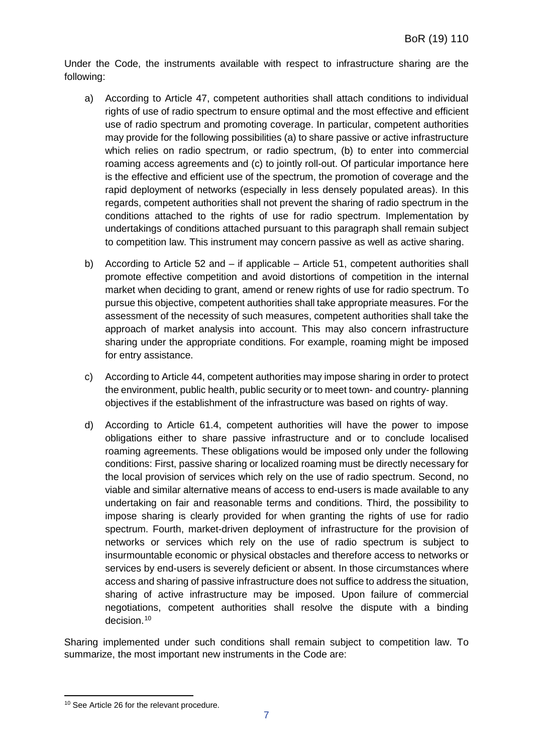Under the Code, the instruments available with respect to infrastructure sharing are the following:

a) According to Article 47, competent authorities shall attach conditions to individual rights of use of radio spectrum to ensure optimal and the most effective and efficient use of radio spectrum and promoting coverage. In particular, competent authorities may provide for the following possibilities (a) to share passive or active infrastructure which relies on radio spectrum, or radio spectrum, (b) to enter into commercial roaming access agreements and (c) to jointly roll-out. Of particular importance here is the effective and efficient use of the spectrum, the promotion of coverage and the rapid deployment of networks (especially in less densely populated areas). In this regards, competent authorities shall not prevent the sharing of radio spectrum in the conditions attached to the rights of use for radio spectrum. Implementation by undertakings of conditions attached pursuant to this paragraph shall remain subject to competition law. This instrument may concern passive as well as active sharing.

b) According to Article 52 and – if applicable – Article 51, competent authorities shall promote effective competition and avoid distortions of competition in the internal market when deciding to grant, amend or renew rights of use for radio spectrum. To pursue this objective, competent authorities shall take appropriate measures. For the assessment of the necessity of such measures, competent authorities shall take the approach of market analysis into account. This may also concern infrastructure sharing under the appropriate conditions. For example, roaming might be imposed for entry assistance.

c) According to Article 44, competent authorities may impose sharing in order to protect the environment, public health, public security or to meet town- and country- planning objectives if the establishment of the infrastructure was based on rights of way.

d) According to Article 61.4, competent authorities will have the power to impose obligations either to share passive infrastructure and or to conclude localised roaming agreements. These obligations would be imposed only under the following conditions: First, passive sharing or localized roaming must be directly necessary for the local provision of services which rely on the use of radio spectrum. Second, no viable and similar alternative means of access to end-users is made available to any undertaking on fair and reasonable terms and conditions. Third, the possibility to impose sharing is clearly provided for when granting the rights of use for radio spectrum. Fourth, market-driven deployment of infrastructure for the provision of networks or services which rely on the use of radio spectrum is subject to insurmountable economic or physical obstacles and therefore access to networks or services by end-users is severely deficient or absent. In those circumstances where access and sharing of passive infrastructure does not suffice to address the situation, sharing of active infrastructure may be imposed. Upon failure of commercial negotiations, competent authorities shall resolve the dispute with a binding decision.[10]

Sharing implemented under such conditions shall remain subject to competition law. To summarize, the most important new instruments in the Code are:

[10] See Article 26 for the relevant procedure.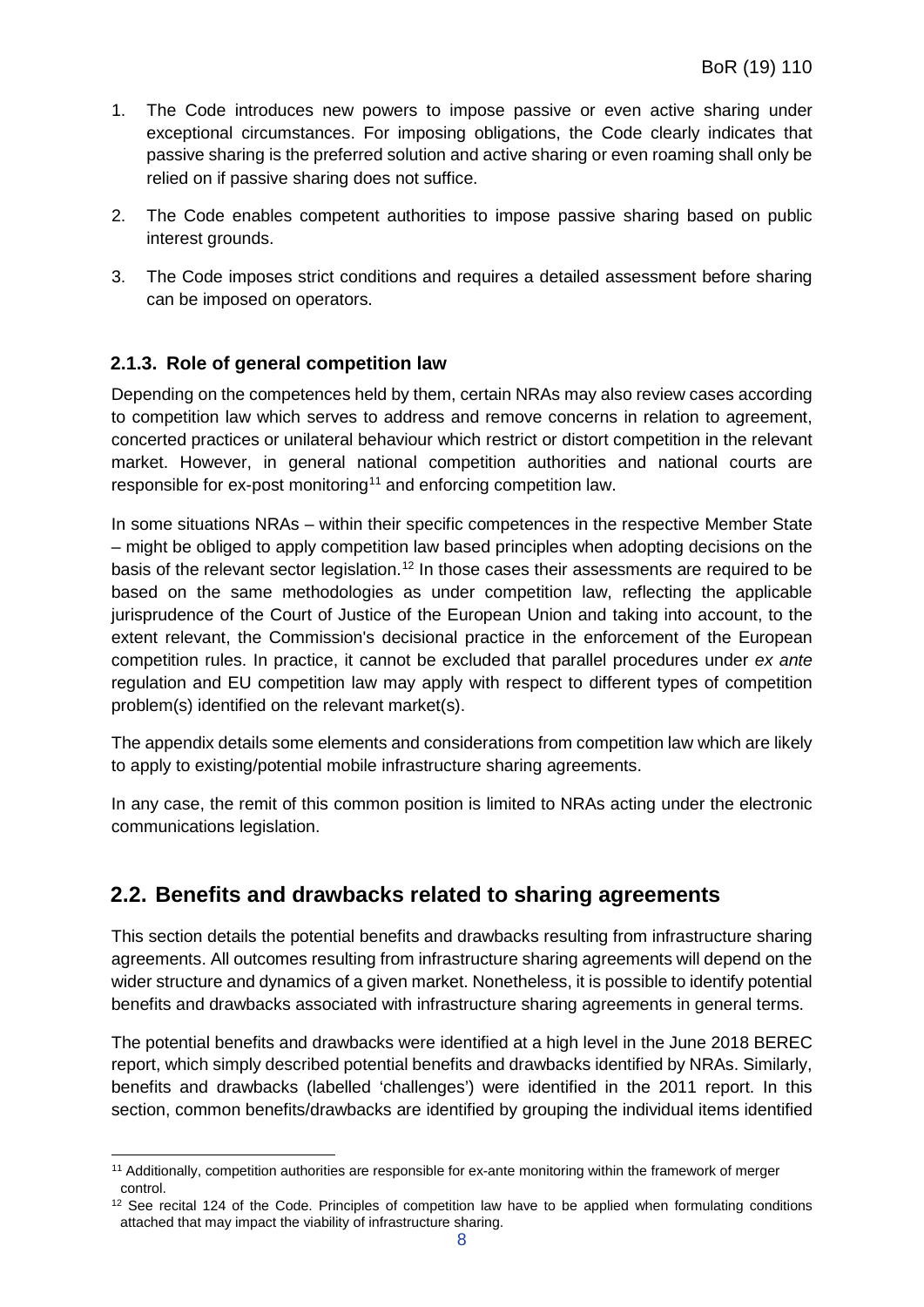1. The Code introduces new powers to impose passive or even active sharing under exceptional circumstances. For imposing obligations, the Code clearly indicates that passive sharing is the preferred solution and active sharing or even roaming shall only be relied on if passive sharing does not suffice.
2. The Code enables competent authorities to impose passive sharing based on public interest grounds.
3. The Code imposes strict conditions and requires a detailed assessment before sharing can be imposed on operators.

### 2.1.3. Role of general competition law

Depending on the competences held by them, certain NRAs may also review cases according to competition law which serves to address and remove concerns in relation to agreement, concerted practices or unilateral behaviour which restrict or distort competition in the relevant market. However, in general national competition authorities and national courts are responsible for ex-post monitoring[11] and enforcing competition law.

In some situations NRAs – within their specific competences in the respective Member State – might be obliged to apply competition law based principles when adopting decisions on the basis of the relevant sector legislation.[12] In those cases their assessments are required to be based on the same methodologies as under competition law, reflecting the applicable jurisprudence of the Court of Justice of the European Union and taking into account, to the extent relevant, the Commission's decisional practice in the enforcement of the European competition rules. In practice, it cannot be excluded that parallel procedures under *ex ante* regulation and EU competition law may apply with respect to different types of competition problem(s) identified on the relevant market(s).

The appendix details some elements and considerations from competition law which are likely to apply to existing/potential mobile infrastructure sharing agreements.

In any case, the remit of this common position is limited to NRAs acting under the electronic communications legislation.

## 2.2. Benefits and drawbacks related to sharing agreements

This section details the potential benefits and drawbacks resulting from infrastructure sharing agreements. All outcomes resulting from infrastructure sharing agreements will depend on the wider structure and dynamics of a given market. Nonetheless, it is possible to identify potential benefits and drawbacks associated with infrastructure sharing agreements in general terms.

The potential benefits and drawbacks were identified at a high level in the June 2018 BEREC report, which simply described potential benefits and drawbacks identified by NRAs. Similarly, benefits and drawbacks (labelled 'challenges') were identified in the 2011 report. In this section, common benefits/drawbacks are identified by grouping the individual items identified

[11] Additionally, competition authorities are responsible for ex-ante monitoring within the framework of merger control.

[12] See recital 124 of the Code. Principles of competition law have to be applied when formulating conditions attached that may impact the viability of infrastructure sharing.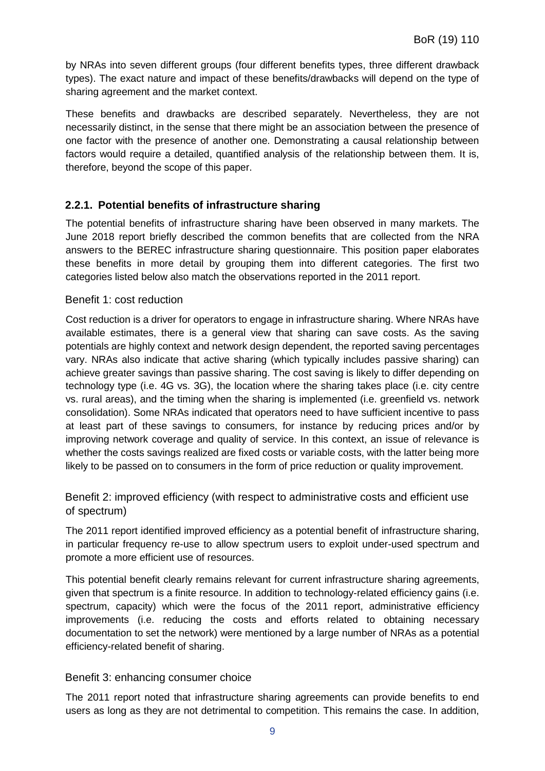by NRAs into seven different groups (four different benefits types, three different drawback types). The exact nature and impact of these benefits/drawbacks will depend on the type of sharing agreement and the market context.

These benefits and drawbacks are described separately. Nevertheless, they are not necessarily distinct, in the sense that there might be an association between the presence of one factor with the presence of another one. Demonstrating a causal relationship between factors would require a detailed, quantified analysis of the relationship between them. It is, therefore, beyond the scope of this paper.

### 2.2.1. Potential benefits of infrastructure sharing

The potential benefits of infrastructure sharing have been observed in many markets. The June 2018 report briefly described the common benefits that are collected from the NRA answers to the BEREC infrastructure sharing questionnaire. This position paper elaborates these benefits in more detail by grouping them into different categories. The first two categories listed below also match the observations reported in the 2011 report.

#### Benefit 1: cost reduction

Cost reduction is a driver for operators to engage in infrastructure sharing. Where NRAs have available estimates, there is a general view that sharing can save costs. As the saving potentials are highly context and network design dependent, the reported saving percentages vary. NRAs also indicate that active sharing (which typically includes passive sharing) can achieve greater savings than passive sharing. The cost saving is likely to differ depending on technology type (i.e. 4G vs. 3G), the location where the sharing takes place (i.e. city centre vs. rural areas), and the timing when the sharing is implemented (i.e. greenfield vs. network consolidation). Some NRAs indicated that operators need to have sufficient incentive to pass at least part of these savings to consumers, for instance by reducing prices and/or by improving network coverage and quality of service. In this context, an issue of relevance is whether the costs savings realized are fixed costs or variable costs, with the latter being more likely to be passed on to consumers in the form of price reduction or quality improvement.

#### Benefit 2: improved efficiency (with respect to administrative costs and efficient use of spectrum)

The 2011 report identified improved efficiency as a potential benefit of infrastructure sharing, in particular frequency re-use to allow spectrum users to exploit under-used spectrum and promote a more efficient use of resources.

This potential benefit clearly remains relevant for current infrastructure sharing agreements, given that spectrum is a finite resource. In addition to technology-related efficiency gains (i.e. spectrum, capacity) which were the focus of the 2011 report, administrative efficiency improvements (i.e. reducing the costs and efforts related to obtaining necessary documentation to set the network) were mentioned by a large number of NRAs as a potential efficiency-related benefit of sharing.

#### Benefit 3: enhancing consumer choice

The 2011 report noted that infrastructure sharing agreements can provide benefits to end users as long as they are not detrimental to competition. This remains the case. In addition,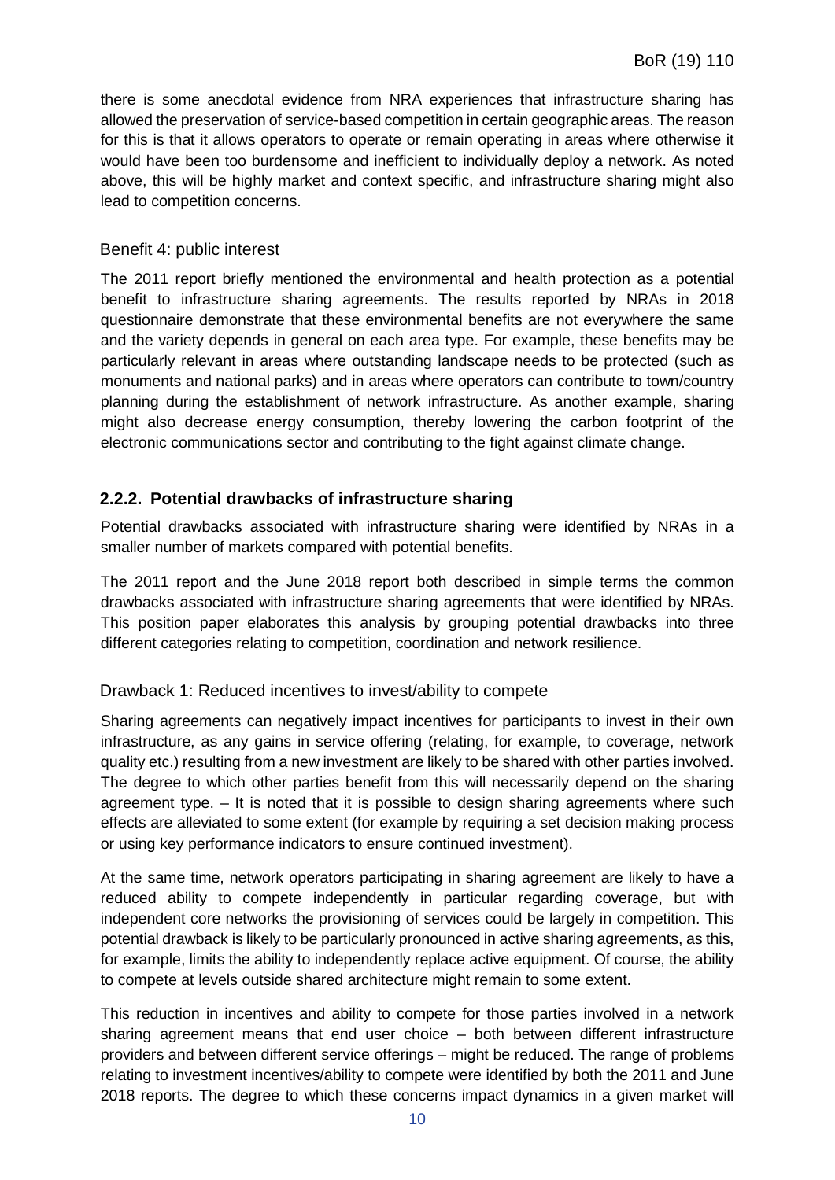there is some anecdotal evidence from NRA experiences that infrastructure sharing has allowed the preservation of service-based competition in certain geographic areas. The reason for this is that it allows operators to operate or remain operating in areas where otherwise it would have been too burdensome and inefficient to individually deploy a network. As noted above, this will be highly market and context specific, and infrastructure sharing might also lead to competition concerns.

#### Benefit 4: public interest

The 2011 report briefly mentioned the environmental and health protection as a potential benefit to infrastructure sharing agreements. The results reported by NRAs in 2018 questionnaire demonstrate that these environmental benefits are not everywhere the same and the variety depends in general on each area type. For example, these benefits may be particularly relevant in areas where outstanding landscape needs to be protected (such as monuments and national parks) and in areas where operators can contribute to town/country planning during the establishment of network infrastructure. As another example, sharing might also decrease energy consumption, thereby lowering the carbon footprint of the electronic communications sector and contributing to the fight against climate change.

### 2.2.2. Potential drawbacks of infrastructure sharing

Potential drawbacks associated with infrastructure sharing were identified by NRAs in a smaller number of markets compared with potential benefits.

The 2011 report and the June 2018 report both described in simple terms the common drawbacks associated with infrastructure sharing agreements that were identified by NRAs. This position paper elaborates this analysis by grouping potential drawbacks into three different categories relating to competition, coordination and network resilience.

#### Drawback 1: Reduced incentives to invest/ability to compete

Sharing agreements can negatively impact incentives for participants to invest in their own infrastructure, as any gains in service offering (relating, for example, to coverage, network quality etc.) resulting from a new investment are likely to be shared with other parties involved. The degree to which other parties benefit from this will necessarily depend on the sharing agreement type. – It is noted that it is possible to design sharing agreements where such effects are alleviated to some extent (for example by requiring a set decision making process or using key performance indicators to ensure continued investment).

At the same time, network operators participating in sharing agreement are likely to have a reduced ability to compete independently in particular regarding coverage, but with independent core networks the provisioning of services could be largely in competition. This potential drawback is likely to be particularly pronounced in active sharing agreements, as this, for example, limits the ability to independently replace active equipment. Of course, the ability to compete at levels outside shared architecture might remain to some extent.

This reduction in incentives and ability to compete for those parties involved in a network sharing agreement means that end user choice – both between different infrastructure providers and between different service offerings – might be reduced. The range of problems relating to investment incentives/ability to compete were identified by both the 2011 and June 2018 reports. The degree to which these concerns impact dynamics in a given market will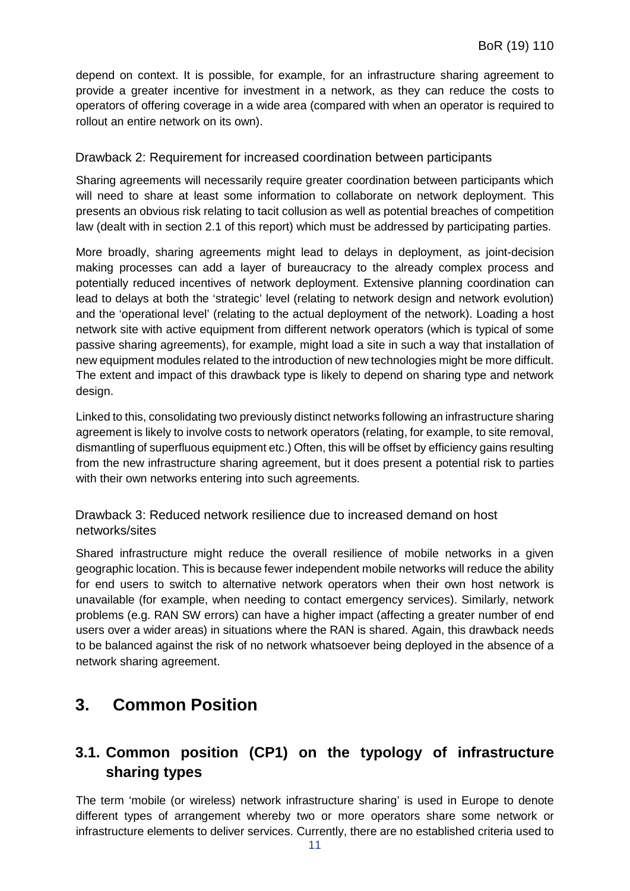depend on context. It is possible, for example, for an infrastructure sharing agreement to provide a greater incentive for investment in a network, as they can reduce the costs to operators of offering coverage in a wide area (compared with when an operator is required to rollout an entire network on its own).

#### Drawback 2: Requirement for increased coordination between participants

Sharing agreements will necessarily require greater coordination between participants which will need to share at least some information to collaborate on network deployment. This presents an obvious risk relating to tacit collusion as well as potential breaches of competition law (dealt with in section 2.1 of this report) which must be addressed by participating parties.

More broadly, sharing agreements might lead to delays in deployment, as joint-decision making processes can add a layer of bureaucracy to the already complex process and potentially reduced incentives of network deployment. Extensive planning coordination can lead to delays at both the 'strategic' level (relating to network design and network evolution) and the 'operational level' (relating to the actual deployment of the network). Loading a host network site with active equipment from different network operators (which is typical of some passive sharing agreements), for example, might load a site in such a way that installation of new equipment modules related to the introduction of new technologies might be more difficult. The extent and impact of this drawback type is likely to depend on sharing type and network design.

Linked to this, consolidating two previously distinct networks following an infrastructure sharing agreement is likely to involve costs to network operators (relating, for example, to site removal, dismantling of superfluous equipment etc.) Often, this will be offset by efficiency gains resulting from the new infrastructure sharing agreement, but it does present a potential risk to parties with their own networks entering into such agreements.

#### Drawback 3: Reduced network resilience due to increased demand on host networks/sites

Shared infrastructure might reduce the overall resilience of mobile networks in a given geographic location. This is because fewer independent mobile networks will reduce the ability for end users to switch to alternative network operators when their own host network is unavailable (for example, when needing to contact emergency services). Similarly, network problems (e.g. RAN SW errors) can have a higher impact (affecting a greater number of end users over a wider areas) in situations where the RAN is shared. Again, this drawback needs to be balanced against the risk of no network whatsoever being deployed in the absence of a network sharing agreement.

# 3. Common Position

## 3.1. Common position (CP1) on the typology of infrastructure sharing types

The term 'mobile (or wireless) network infrastructure sharing' is used in Europe to denote different types of arrangement whereby two or more operators share some network or infrastructure elements to deliver services. Currently, there are no established criteria used to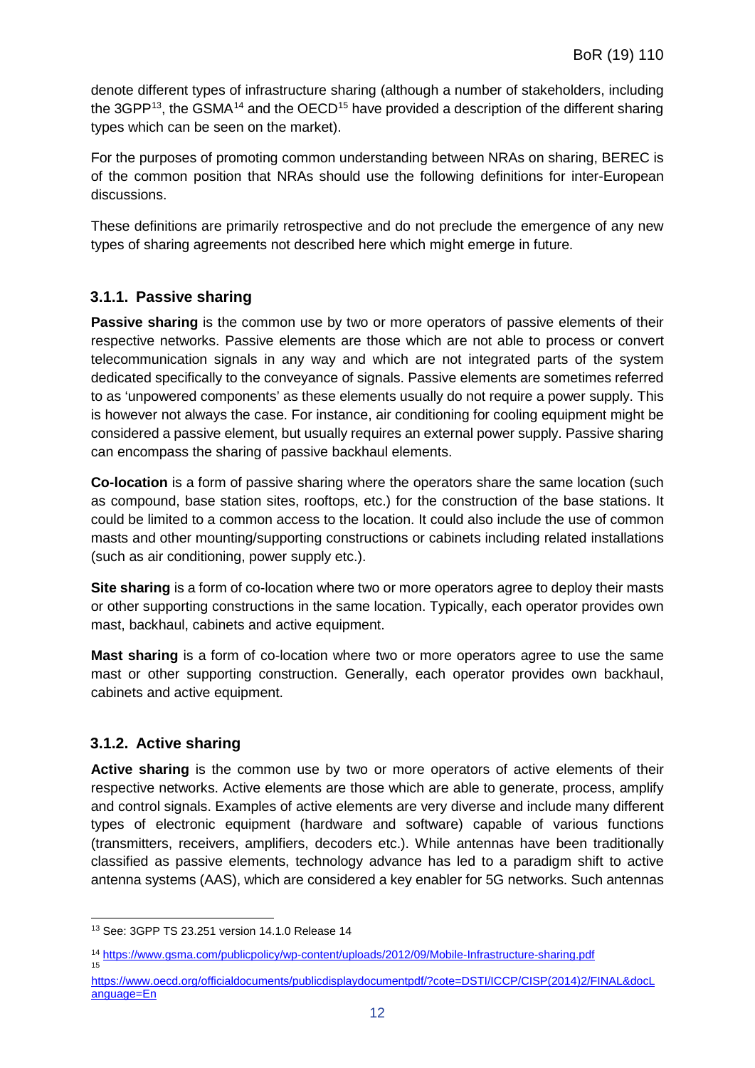denote different types of infrastructure sharing (although a number of stakeholders, including the 3GPP[13], the GSMA[14] and the OECD[15] have provided a description of the different sharing types which can be seen on the market).

For the purposes of promoting common understanding between NRAs on sharing, BEREC is of the common position that NRAs should use the following definitions for inter-European discussions.

These definitions are primarily retrospective and do not preclude the emergence of any new types of sharing agreements not described here which might emerge in future.

### 3.1.1. Passive sharing

**Passive sharing** is the common use by two or more operators of passive elements of their respective networks. Passive elements are those which are not able to process or convert telecommunication signals in any way and which are not integrated parts of the system dedicated specifically to the conveyance of signals. Passive elements are sometimes referred to as 'unpowered components' as these elements usually do not require a power supply. This is however not always the case. For instance, air conditioning for cooling equipment might be considered a passive element, but usually requires an external power supply. Passive sharing can encompass the sharing of passive backhaul elements.

**Co-location** is a form of passive sharing where the operators share the same location (such as compound, base station sites, rooftops, etc.) for the construction of the base stations. It could be limited to a common access to the location. It could also include the use of common masts and other mounting/supporting constructions or cabinets including related installations (such as air conditioning, power supply etc.).

**Site sharing** is a form of co-location where two or more operators agree to deploy their masts or other supporting constructions in the same location. Typically, each operator provides own mast, backhaul, cabinets and active equipment.

**Mast sharing** is a form of co-location where two or more operators agree to use the same mast or other supporting construction. Generally, each operator provides own backhaul, cabinets and active equipment.

### 3.1.2. Active sharing

**Active sharing** is the common use by two or more operators of active elements of their respective networks. Active elements are those which are able to generate, process, amplify and control signals. Examples of active elements are very diverse and include many different types of electronic equipment (hardware and software) capable of various functions (transmitters, receivers, amplifiers, decoders etc.). While antennas have been traditionally classified as passive elements, technology advance has led to a paradigm shift to active antenna systems (AAS), which are considered a key enabler for 5G networks. Such antennas

---

[13] See: 3GPP TS 23.251 version 14.1.0 Release 14

[14] https://www.gsma.com/publicpolicy/wp-content/uploads/2012/09/Mobile-Infrastructure-sharing.pdf

[15] https://www.oecd.org/officialdocuments/publicdisplaydocumentpdf/?cote=DSTI/ICCP/CISP(2014)2/FINAL&docLanguage=En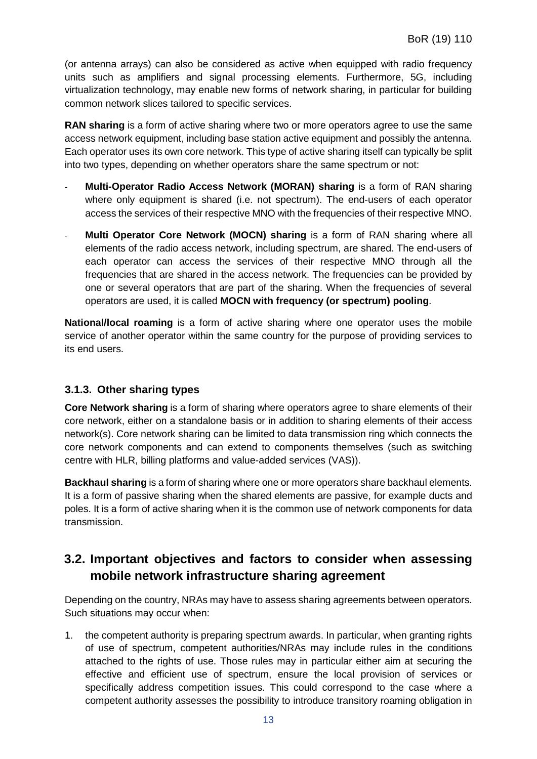(or antenna arrays) can also be considered as active when equipped with radio frequency units such as amplifiers and signal processing elements. Furthermore, 5G, including virtualization technology, may enable new forms of network sharing, in particular for building common network slices tailored to specific services.

**RAN sharing** is a form of active sharing where two or more operators agree to use the same access network equipment, including base station active equipment and possibly the antenna. Each operator uses its own core network. This type of active sharing itself can typically be split into two types, depending on whether operators share the same spectrum or not:

- **Multi-Operator Radio Access Network (MORAN) sharing** is a form of RAN sharing where only equipment is shared (i.e. not spectrum). The end-users of each operator access the services of their respective MNO with the frequencies of their respective MNO.
- **Multi Operator Core Network (MOCN) sharing** is a form of RAN sharing where all elements of the radio access network, including spectrum, are shared. The end-users of each operator can access the services of their respective MNO through all the frequencies that are shared in the access network. The frequencies can be provided by one or several operators that are part of the sharing. When the frequencies of several operators are used, it is called **MOCN with frequency (or spectrum) pooling**.

**National/local roaming** is a form of active sharing where one operator uses the mobile service of another operator within the same country for the purpose of providing services to its end users.

### 3.1.3. Other sharing types

**Core Network sharing** is a form of sharing where operators agree to share elements of their core network, either on a standalone basis or in addition to sharing elements of their access network(s). Core network sharing can be limited to data transmission ring which connects the core network components and can extend to components themselves (such as switching centre with HLR, billing platforms and value-added services (VAS)).

**Backhaul sharing** is a form of sharing where one or more operators share backhaul elements. It is a form of passive sharing when the shared elements are passive, for example ducts and poles. It is a form of active sharing when it is the common use of network components for data transmission.

## 3.2. Important objectives and factors to consider when assessing mobile network infrastructure sharing agreement

Depending on the country, NRAs may have to assess sharing agreements between operators. Such situations may occur when:

1. the competent authority is preparing spectrum awards. In particular, when granting rights of use of spectrum, competent authorities/NRAs may include rules in the conditions attached to the rights of use. Those rules may in particular either aim at securing the effective and efficient use of spectrum, ensure the local provision of services or specifically address competition issues. This could correspond to the case where a competent authority assesses the possibility to introduce transitory roaming obligation in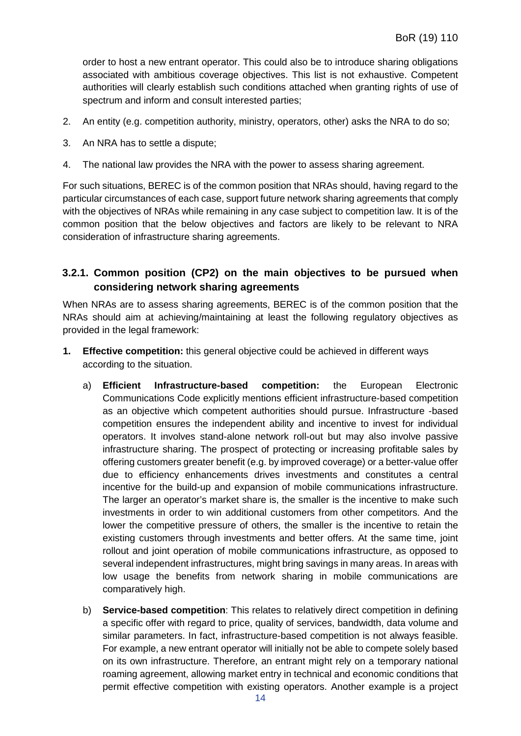order to host a new entrant operator. This could also be to introduce sharing obligations associated with ambitious coverage objectives. This list is not exhaustive. Competent authorities will clearly establish such conditions attached when granting rights of use of spectrum and inform and consult interested parties;

2. An entity (e.g. competition authority, ministry, operators, other) asks the NRA to do so;
3. An NRA has to settle a dispute;
4. The national law provides the NRA with the power to assess sharing agreement.

For such situations, BEREC is of the common position that NRAs should, having regard to the particular circumstances of each case, support future network sharing agreements that comply with the objectives of NRAs while remaining in any case subject to competition law. It is of the common position that the below objectives and factors are likely to be relevant to NRA consideration of infrastructure sharing agreements.

### 3.2.1. Common position (CP2) on the main objectives to be pursued when considering network sharing agreements

When NRAs are to assess sharing agreements, BEREC is of the common position that the NRAs should aim at achieving/maintaining at least the following regulatory objectives as provided in the legal framework:

1. **Effective competition:** this general objective could be achieved in different ways according to the situation.

   a) **Efficient Infrastructure-based competition:** the European Electronic Communications Code explicitly mentions efficient infrastructure-based competition as an objective which competent authorities should pursue. Infrastructure -based competition ensures the independent ability and incentive to invest for individual operators. It involves stand-alone network roll-out but may also involve passive infrastructure sharing. The prospect of protecting or increasing profitable sales by offering customers greater benefit (e.g. by improved coverage) or a better-value offer due to efficiency enhancements drives investments and constitutes a central incentive for the build-up and expansion of mobile communications infrastructure. The larger an operator's market share is, the smaller is the incentive to make such investments in order to win additional customers from other competitors. And the lower the competitive pressure of others, the smaller is the incentive to retain the existing customers through investments and better offers. At the same time, joint rollout and joint operation of mobile communications infrastructure, as opposed to several independent infrastructures, might bring savings in many areas. In areas with low usage the benefits from network sharing in mobile communications are comparatively high.

   b) **Service-based competition**: This relates to relatively direct competition in defining a specific offer with regard to price, quality of services, bandwidth, data volume and similar parameters. In fact, infrastructure-based competition is not always feasible. For example, a new entrant operator will initially not be able to compete solely based on its own infrastructure. Therefore, an entrant might rely on a temporary national roaming agreement, allowing market entry in technical and economic conditions that permit effective competition with existing operators. Another example is a project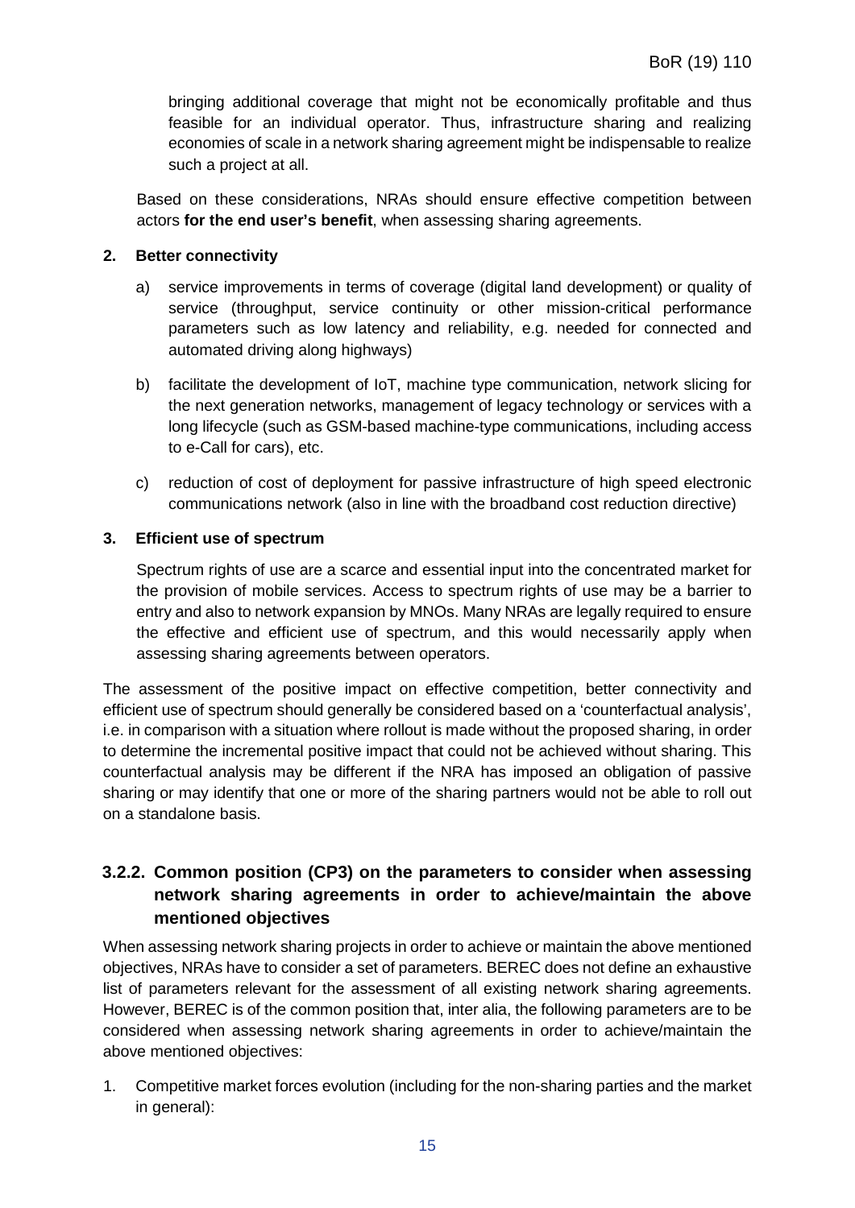bringing additional coverage that might not be economically profitable and thus feasible for an individual operator. Thus, infrastructure sharing and realizing economies of scale in a network sharing agreement might be indispensable to realize such a project at all.

Based on these considerations, NRAs should ensure effective competition between actors **for the end user's benefit**, when assessing sharing agreements.

**2. Better connectivity**

a) service improvements in terms of coverage (digital land development) or quality of service (throughput, service continuity or other mission-critical performance parameters such as low latency and reliability, e.g. needed for connected and automated driving along highways)

b) facilitate the development of IoT, machine type communication, network slicing for the next generation networks, management of legacy technology or services with a long lifecycle (such as GSM-based machine-type communications, including access to e-Call for cars), etc.

c) reduction of cost of deployment for passive infrastructure of high speed electronic communications network (also in line with the broadband cost reduction directive)

**3. Efficient use of spectrum**

Spectrum rights of use are a scarce and essential input into the concentrated market for the provision of mobile services. Access to spectrum rights of use may be a barrier to entry and also to network expansion by MNOs. Many NRAs are legally required to ensure the effective and efficient use of spectrum, and this would necessarily apply when assessing sharing agreements between operators.

The assessment of the positive impact on effective competition, better connectivity and efficient use of spectrum should generally be considered based on a 'counterfactual analysis', i.e. in comparison with a situation where rollout is made without the proposed sharing, in order to determine the incremental positive impact that could not be achieved without sharing. This counterfactual analysis may be different if the NRA has imposed an obligation of passive sharing or may identify that one or more of the sharing partners would not be able to roll out on a standalone basis.

### 3.2.2. Common position (CP3) on the parameters to consider when assessing network sharing agreements in order to achieve/maintain the above mentioned objectives

When assessing network sharing projects in order to achieve or maintain the above mentioned objectives, NRAs have to consider a set of parameters. BEREC does not define an exhaustive list of parameters relevant for the assessment of all existing network sharing agreements. However, BEREC is of the common position that, inter alia, the following parameters are to be considered when assessing network sharing agreements in order to achieve/maintain the above mentioned objectives:

1. Competitive market forces evolution (including for the non-sharing parties and the market in general):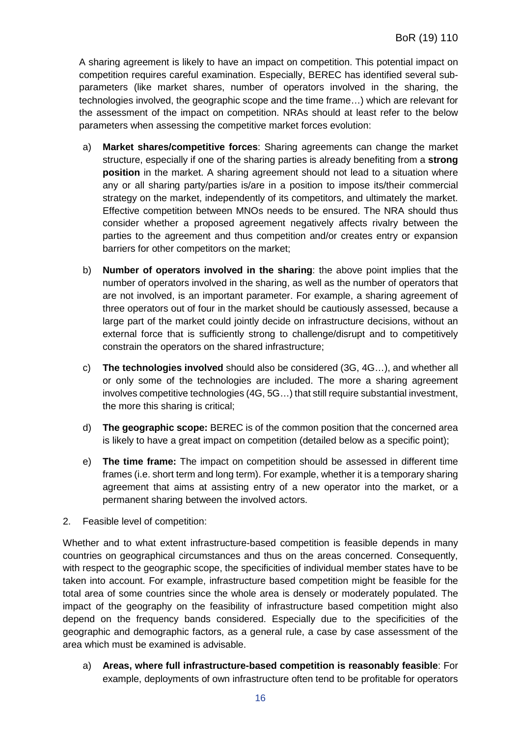A sharing agreement is likely to have an impact on competition. This potential impact on competition requires careful examination. Especially, BEREC has identified several sub-parameters (like market shares, number of operators involved in the sharing, the technologies involved, the geographic scope and the time frame…) which are relevant for the assessment of the impact on competition. NRAs should at least refer to the below parameters when assessing the competitive market forces evolution:

a) **Market shares/competitive forces**: Sharing agreements can change the market structure, especially if one of the sharing parties is already benefiting from a **strong position** in the market. A sharing agreement should not lead to a situation where any or all sharing party/parties is/are in a position to impose its/their commercial strategy on the market, independently of its competitors, and ultimately the market. Effective competition between MNOs needs to be ensured. The NRA should thus consider whether a proposed agreement negatively affects rivalry between the parties to the agreement and thus competition and/or creates entry or expansion barriers for other competitors on the market;

b) **Number of operators involved in the sharing**: the above point implies that the number of operators involved in the sharing, as well as the number of operators that are not involved, is an important parameter. For example, a sharing agreement of three operators out of four in the market should be cautiously assessed, because a large part of the market could jointly decide on infrastructure decisions, without an external force that is sufficiently strong to challenge/disrupt and to competitively constrain the operators on the shared infrastructure;

c) **The technologies involved** should also be considered (3G, 4G…), and whether all or only some of the technologies are included. The more a sharing agreement involves competitive technologies (4G, 5G…) that still require substantial investment, the more this sharing is critical;

d) **The geographic scope:** BEREC is of the common position that the concerned area is likely to have a great impact on competition (detailed below as a specific point);

e) **The time frame:** The impact on competition should be assessed in different time frames (i.e. short term and long term). For example, whether it is a temporary sharing agreement that aims at assisting entry of a new operator into the market, or a permanent sharing between the involved actors.

2. Feasible level of competition:

Whether and to what extent infrastructure-based competition is feasible depends in many countries on geographical circumstances and thus on the areas concerned. Consequently, with respect to the geographic scope, the specificities of individual member states have to be taken into account. For example, infrastructure based competition might be feasible for the total area of some countries since the whole area is densely or moderately populated. The impact of the geography on the feasibility of infrastructure based competition might also depend on the frequency bands considered. Especially due to the specificities of the geographic and demographic factors, as a general rule, a case by case assessment of the area which must be examined is advisable.

a) **Areas, where full infrastructure-based competition is reasonably feasible**: For example, deployments of own infrastructure often tend to be profitable for operators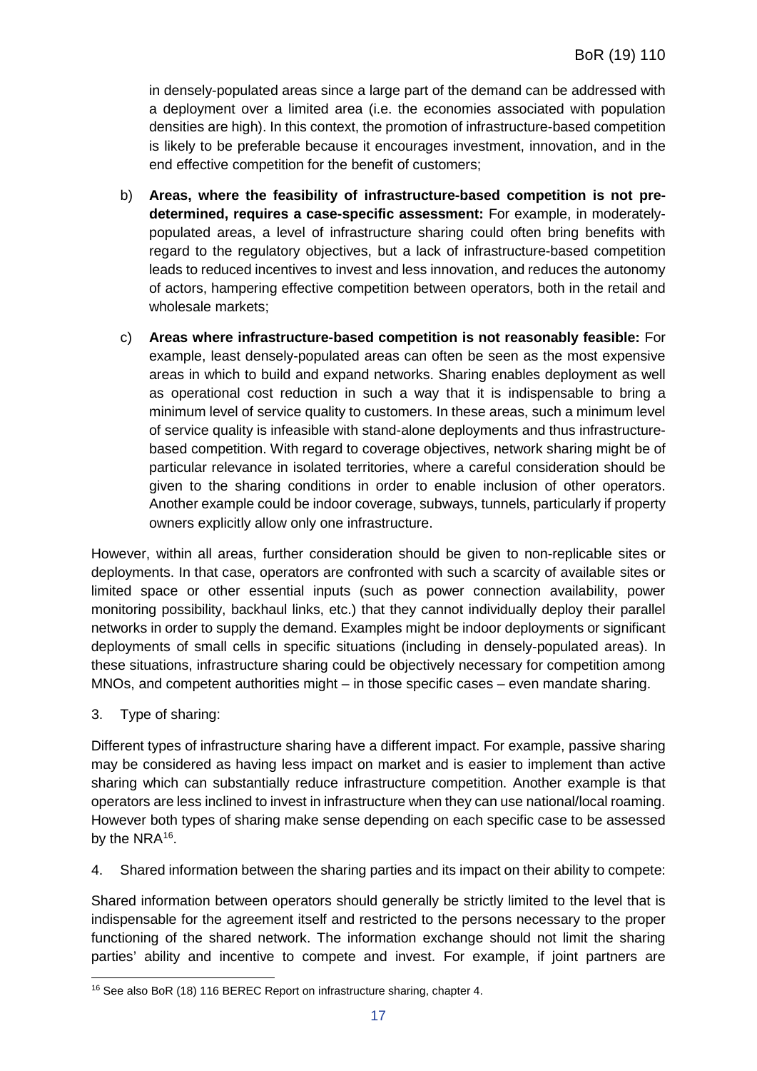in densely-populated areas since a large part of the demand can be addressed with a deployment over a limited area (i.e. the economies associated with population densities are high). In this context, the promotion of infrastructure-based competition is likely to be preferable because it encourages investment, innovation, and in the end effective competition for the benefit of customers;

b) **Areas, where the feasibility of infrastructure-based competition is not pre-determined, requires a case-specific assessment:** For example, in moderately-populated areas, a level of infrastructure sharing could often bring benefits with regard to the regulatory objectives, but a lack of infrastructure-based competition leads to reduced incentives to invest and less innovation, and reduces the autonomy of actors, hampering effective competition between operators, both in the retail and wholesale markets;

c) **Areas where infrastructure-based competition is not reasonably feasible:** For example, least densely-populated areas can often be seen as the most expensive areas in which to build and expand networks. Sharing enables deployment as well as operational cost reduction in such a way that it is indispensable to bring a minimum level of service quality to customers. In these areas, such a minimum level of service quality is infeasible with stand-alone deployments and thus infrastructure-based competition. With regard to coverage objectives, network sharing might be of particular relevance in isolated territories, where a careful consideration should be given to the sharing conditions in order to enable inclusion of other operators. Another example could be indoor coverage, subways, tunnels, particularly if property owners explicitly allow only one infrastructure.

However, within all areas, further consideration should be given to non-replicable sites or deployments. In that case, operators are confronted with such a scarcity of available sites or limited space or other essential inputs (such as power connection availability, power monitoring possibility, backhaul links, etc.) that they cannot individually deploy their parallel networks in order to supply the demand. Examples might be indoor deployments or significant deployments of small cells in specific situations (including in densely-populated areas). In these situations, infrastructure sharing could be objectively necessary for competition among MNOs, and competent authorities might – in those specific cases – even mandate sharing.

3. Type of sharing:

Different types of infrastructure sharing have a different impact. For example, passive sharing may be considered as having less impact on market and is easier to implement than active sharing which can substantially reduce infrastructure competition. Another example is that operators are less inclined to invest in infrastructure when they can use national/local roaming. However both types of sharing make sense depending on each specific case to be assessed by the NRA[16].

4. Shared information between the sharing parties and its impact on their ability to compete:

Shared information between operators should generally be strictly limited to the level that is indispensable for the agreement itself and restricted to the persons necessary to the proper functioning of the shared network. The information exchange should not limit the sharing parties' ability and incentive to compete and invest. For example, if joint partners are

[16] See also BoR (18) 116 BEREC Report on infrastructure sharing, chapter 4.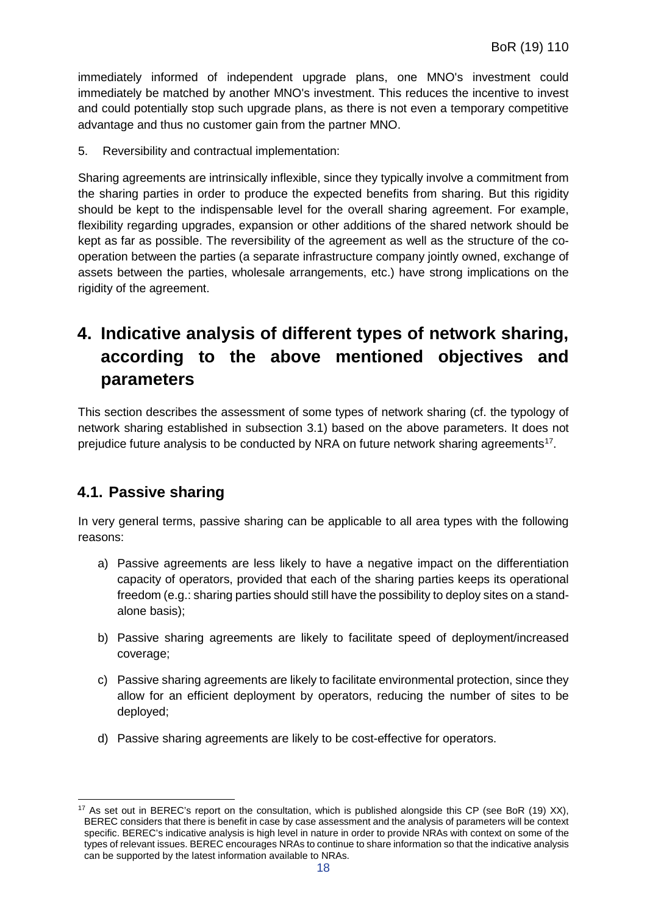immediately informed of independent upgrade plans, one MNO's investment could immediately be matched by another MNO's investment. This reduces the incentive to invest and could potentially stop such upgrade plans, as there is not even a temporary competitive advantage and thus no customer gain from the partner MNO.

5. Reversibility and contractual implementation:

Sharing agreements are intrinsically inflexible, since they typically involve a commitment from the sharing parties in order to produce the expected benefits from sharing. But this rigidity should be kept to the indispensable level for the overall sharing agreement. For example, flexibility regarding upgrades, expansion or other additions of the shared network should be kept as far as possible. The reversibility of the agreement as well as the structure of the co-operation between the parties (a separate infrastructure company jointly owned, exchange of assets between the parties, wholesale arrangements, etc.) have strong implications on the rigidity of the agreement.

# 4. Indicative analysis of different types of network sharing, according to the above mentioned objectives and parameters

This section describes the assessment of some types of network sharing (cf. the typology of network sharing established in subsection 3.1) based on the above parameters. It does not prejudice future analysis to be conducted by NRA on future network sharing agreements[17].

## 4.1. Passive sharing

In very general terms, passive sharing can be applicable to all area types with the following reasons:

a) Passive agreements are less likely to have a negative impact on the differentiation capacity of operators, provided that each of the sharing parties keeps its operational freedom (e.g.: sharing parties should still have the possibility to deploy sites on a stand-alone basis);

b) Passive sharing agreements are likely to facilitate speed of deployment/increased coverage;

c) Passive sharing agreements are likely to facilitate environmental protection, since they allow for an efficient deployment by operators, reducing the number of sites to be deployed;

d) Passive sharing agreements are likely to be cost-effective for operators.

[17] As set out in BEREC's report on the consultation, which is published alongside this CP (see BoR (19) XX), BEREC considers that there is benefit in case by case assessment and the analysis of parameters will be context specific. BEREC's indicative analysis is high level in nature in order to provide NRAs with context on some of the types of relevant issues. BEREC encourages NRAs to continue to share information so that the indicative analysis can be supported by the latest information available to NRAs.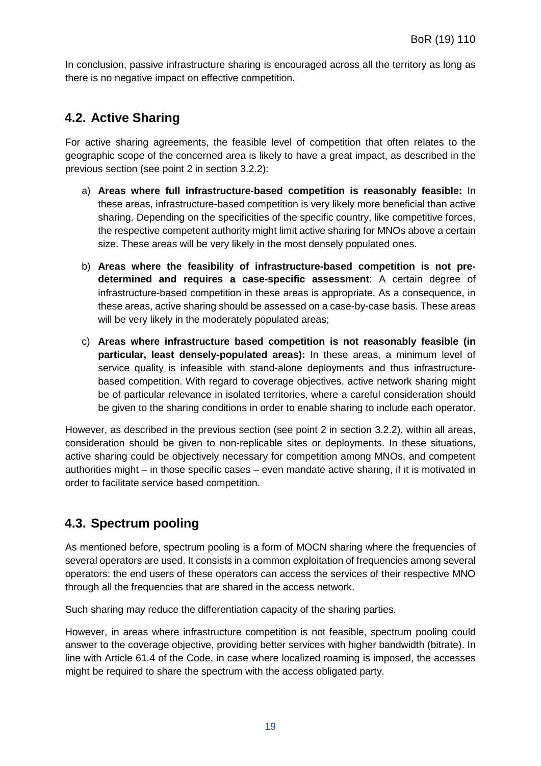In conclusion, passive infrastructure sharing is encouraged across all the territory as long as there is no negative impact on effective competition.

## 4.2. Active Sharing

For active sharing agreements, the feasible level of competition that often relates to the geographic scope of the concerned area is likely to have a great impact, as described in the previous section (see point 2 in section 3.2.2):

a) **Areas where full infrastructure-based competition is reasonably feasible:** In these areas, infrastructure-based competition is very likely more beneficial than active sharing. Depending on the specificities of the specific country, like competitive forces, the respective competent authority might limit active sharing for MNOs above a certain size. These areas will be very likely in the most densely populated ones.

b) **Areas where the feasibility of infrastructure-based competition is not pre-determined and requires a case-specific assessment**: A certain degree of infrastructure-based competition in these areas is appropriate. As a consequence, in these areas, active sharing should be assessed on a case-by-case basis. These areas will be very likely in the moderately populated areas;

c) **Areas where infrastructure based competition is not reasonably feasible (in particular, least densely-populated areas):** In these areas, a minimum level of service quality is infeasible with stand-alone deployments and thus infrastructure-based competition. With regard to coverage objectives, active network sharing might be of particular relevance in isolated territories, where a careful consideration should be given to the sharing conditions in order to enable sharing to include each operator.

However, as described in the previous section (see point 2 in section 3.2.2), within all areas, consideration should be given to non-replicable sites or deployments. In these situations, active sharing could be objectively necessary for competition among MNOs, and competent authorities might – in those specific cases – even mandate active sharing, if it is motivated in order to facilitate service based competition.

## 4.3. Spectrum pooling

As mentioned before, spectrum pooling is a form of MOCN sharing where the frequencies of several operators are used. It consists in a common exploitation of frequencies among several operators: the end users of these operators can access the services of their respective MNO through all the frequencies that are shared in the access network.

Such sharing may reduce the differentiation capacity of the sharing parties.

However, in areas where infrastructure competition is not feasible, spectrum pooling could answer to the coverage objective, providing better services with higher bandwidth (bitrate). In line with Article 61.4 of the Code, in case where localized roaming is imposed, the accesses might be required to share the spectrum with the access obligated party.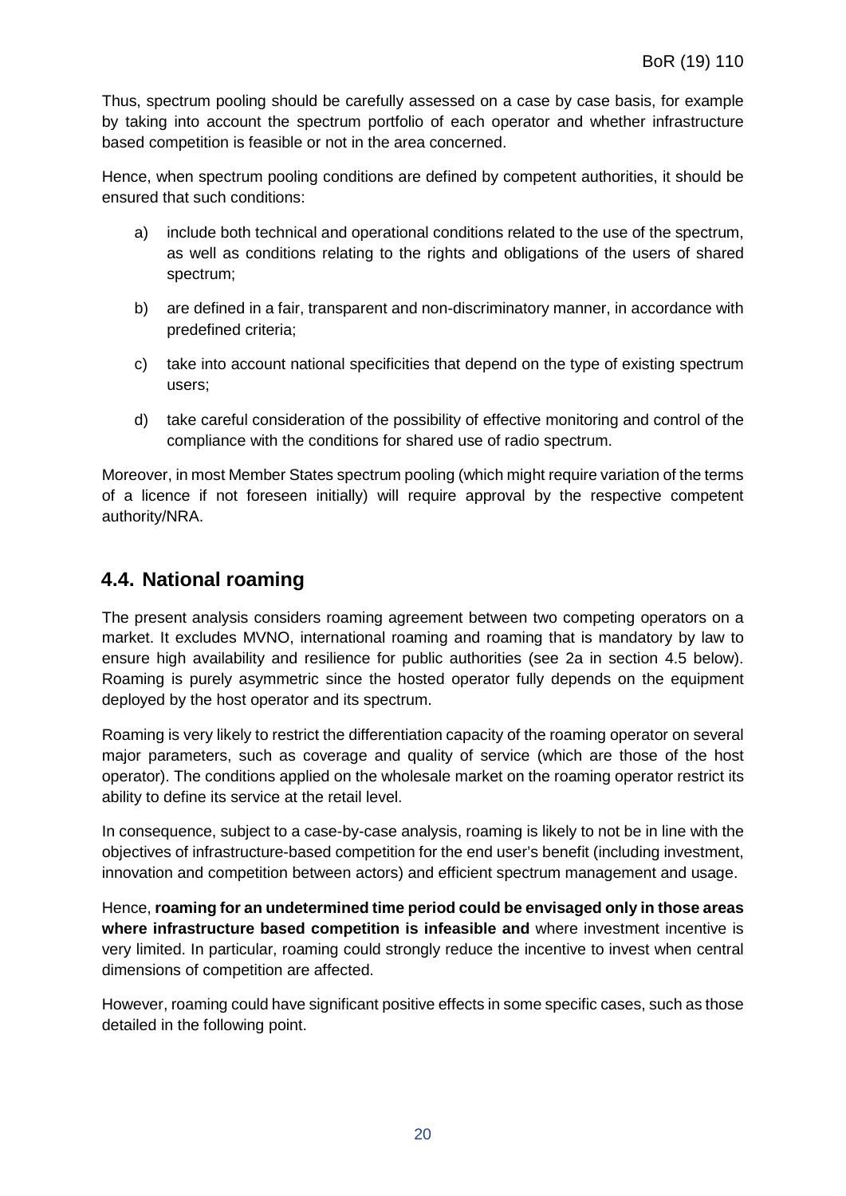Thus, spectrum pooling should be carefully assessed on a case by case basis, for example by taking into account the spectrum portfolio of each operator and whether infrastructure based competition is feasible or not in the area concerned.

Hence, when spectrum pooling conditions are defined by competent authorities, it should be ensured that such conditions:

a) include both technical and operational conditions related to the use of the spectrum, as well as conditions relating to the rights and obligations of the users of shared spectrum;

b) are defined in a fair, transparent and non-discriminatory manner, in accordance with predefined criteria;

c) take into account national specificities that depend on the type of existing spectrum users;

d) take careful consideration of the possibility of effective monitoring and control of the compliance with the conditions for shared use of radio spectrum.

Moreover, in most Member States spectrum pooling (which might require variation of the terms of a licence if not foreseen initially) will require approval by the respective competent authority/NRA.

## 4.4. National roaming

The present analysis considers roaming agreement between two competing operators on a market. It excludes MVNO, international roaming and roaming that is mandatory by law to ensure high availability and resilience for public authorities (see 2a in section 4.5 below). Roaming is purely asymmetric since the hosted operator fully depends on the equipment deployed by the host operator and its spectrum.

Roaming is very likely to restrict the differentiation capacity of the roaming operator on several major parameters, such as coverage and quality of service (which are those of the host operator). The conditions applied on the wholesale market on the roaming operator restrict its ability to define its service at the retail level.

In consequence, subject to a case-by-case analysis, roaming is likely to not be in line with the objectives of infrastructure-based competition for the end user's benefit (including investment, innovation and competition between actors) and efficient spectrum management and usage.

Hence, **roaming for an undetermined time period could be envisaged only in those areas where infrastructure based competition is infeasible and** where investment incentive is very limited. In particular, roaming could strongly reduce the incentive to invest when central dimensions of competition are affected.

However, roaming could have significant positive effects in some specific cases, such as those detailed in the following point.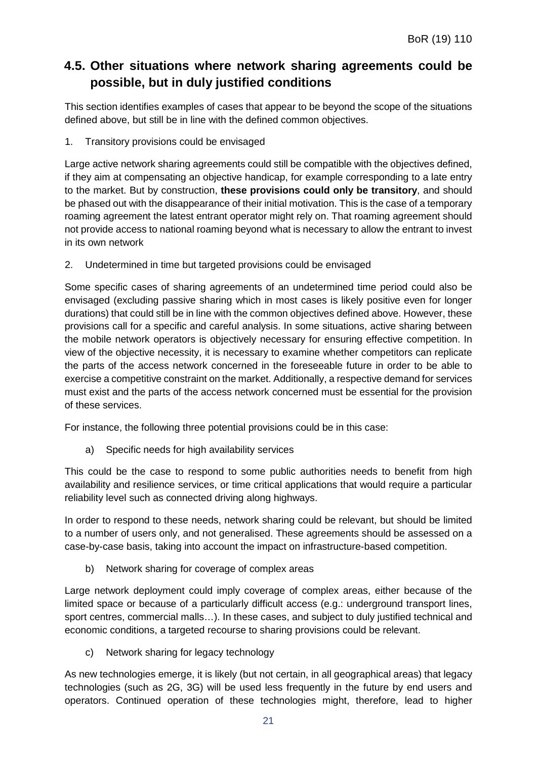## 4.5. Other situations where network sharing agreements could be possible, but in duly justified conditions

This section identifies examples of cases that appear to be beyond the scope of the situations defined above, but still be in line with the defined common objectives.

1. Transitory provisions could be envisaged

Large active network sharing agreements could still be compatible with the objectives defined, if they aim at compensating an objective handicap, for example corresponding to a late entry to the market. But by construction, **these provisions could only be transitory**, and should be phased out with the disappearance of their initial motivation. This is the case of a temporary roaming agreement the latest entrant operator might rely on. That roaming agreement should not provide access to national roaming beyond what is necessary to allow the entrant to invest in its own network

2. Undetermined in time but targeted provisions could be envisaged

Some specific cases of sharing agreements of an undetermined time period could also be envisaged (excluding passive sharing which in most cases is likely positive even for longer durations) that could still be in line with the common objectives defined above. However, these provisions call for a specific and careful analysis. In some situations, active sharing between the mobile network operators is objectively necessary for ensuring effective competition. In view of the objective necessity, it is necessary to examine whether competitors can replicate the parts of the access network concerned in the foreseeable future in order to be able to exercise a competitive constraint on the market. Additionally, a respective demand for services must exist and the parts of the access network concerned must be essential for the provision of these services.

For instance, the following three potential provisions could be in this case:

a) Specific needs for high availability services

This could be the case to respond to some public authorities needs to benefit from high availability and resilience services, or time critical applications that would require a particular reliability level such as connected driving along highways.

In order to respond to these needs, network sharing could be relevant, but should be limited to a number of users only, and not generalised. These agreements should be assessed on a case-by-case basis, taking into account the impact on infrastructure-based competition.

b) Network sharing for coverage of complex areas

Large network deployment could imply coverage of complex areas, either because of the limited space or because of a particularly difficult access (e.g.: underground transport lines, sport centres, commercial malls…). In these cases, and subject to duly justified technical and economic conditions, a targeted recourse to sharing provisions could be relevant.

c) Network sharing for legacy technology

As new technologies emerge, it is likely (but not certain, in all geographical areas) that legacy technologies (such as 2G, 3G) will be used less frequently in the future by end users and operators. Continued operation of these technologies might, therefore, lead to higher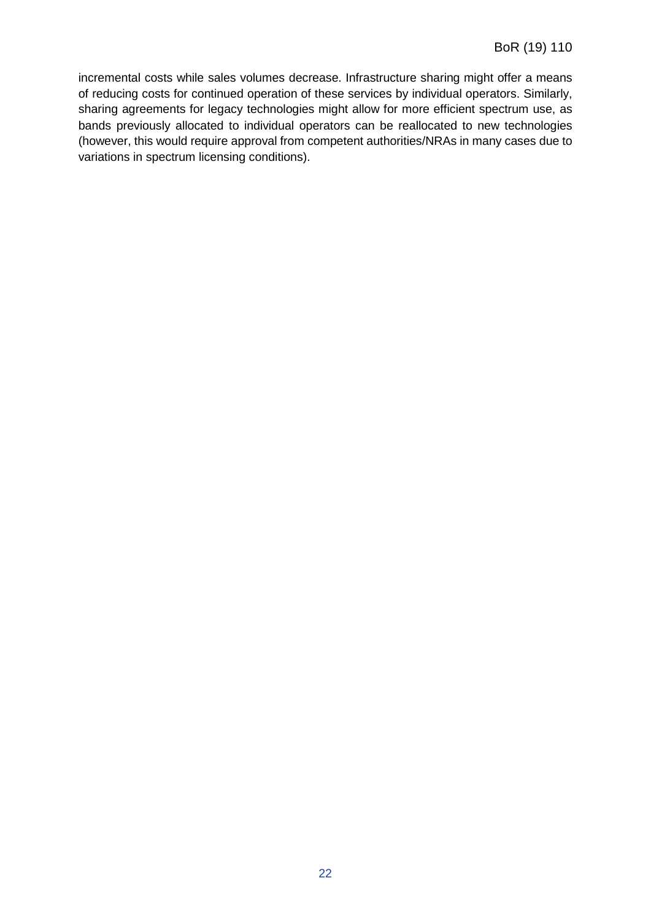incremental costs while sales volumes decrease. Infrastructure sharing might offer a means of reducing costs for continued operation of these services by individual operators. Similarly, sharing agreements for legacy technologies might allow for more efficient spectrum use, as bands previously allocated to individual operators can be reallocated to new technologies (however, this would require approval from competent authorities/NRAs in many cases due to variations in spectrum licensing conditions).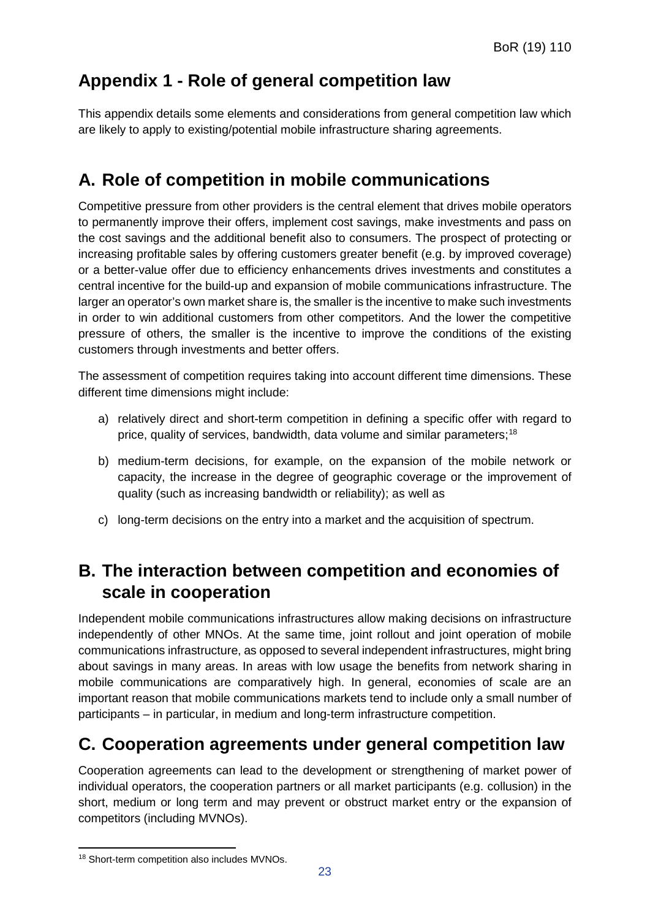# Appendix 1 - Role of general competition law

This appendix details some elements and considerations from general competition law which are likely to apply to existing/potential mobile infrastructure sharing agreements.

## A. Role of competition in mobile communications

Competitive pressure from other providers is the central element that drives mobile operators to permanently improve their offers, implement cost savings, make investments and pass on the cost savings and the additional benefit also to consumers. The prospect of protecting or increasing profitable sales by offering customers greater benefit (e.g. by improved coverage) or a better-value offer due to efficiency enhancements drives investments and constitutes a central incentive for the build-up and expansion of mobile communications infrastructure. The larger an operator's own market share is, the smaller is the incentive to make such investments in order to win additional customers from other competitors. And the lower the competitive pressure of others, the smaller is the incentive to improve the conditions of the existing customers through investments and better offers.

The assessment of competition requires taking into account different time dimensions. These different time dimensions might include:

a) relatively direct and short-term competition in defining a specific offer with regard to price, quality of services, bandwidth, data volume and similar parameters;[18]

b) medium-term decisions, for example, on the expansion of the mobile network or capacity, the increase in the degree of geographic coverage or the improvement of quality (such as increasing bandwidth or reliability); as well as

c) long-term decisions on the entry into a market and the acquisition of spectrum.

## B. The interaction between competition and economies of scale in cooperation

Independent mobile communications infrastructures allow making decisions on infrastructure independently of other MNOs. At the same time, joint rollout and joint operation of mobile communications infrastructure, as opposed to several independent infrastructures, might bring about savings in many areas. In areas with low usage the benefits from network sharing in mobile communications are comparatively high. In general, economies of scale are an important reason that mobile communications markets tend to include only a small number of participants – in particular, in medium and long-term infrastructure competition.

## C. Cooperation agreements under general competition law

Cooperation agreements can lead to the development or strengthening of market power of individual operators, the cooperation partners or all market participants (e.g. collusion) in the short, medium or long term and may prevent or obstruct market entry or the expansion of competitors (including MVNOs).

[18] Short-term competition also includes MVNOs.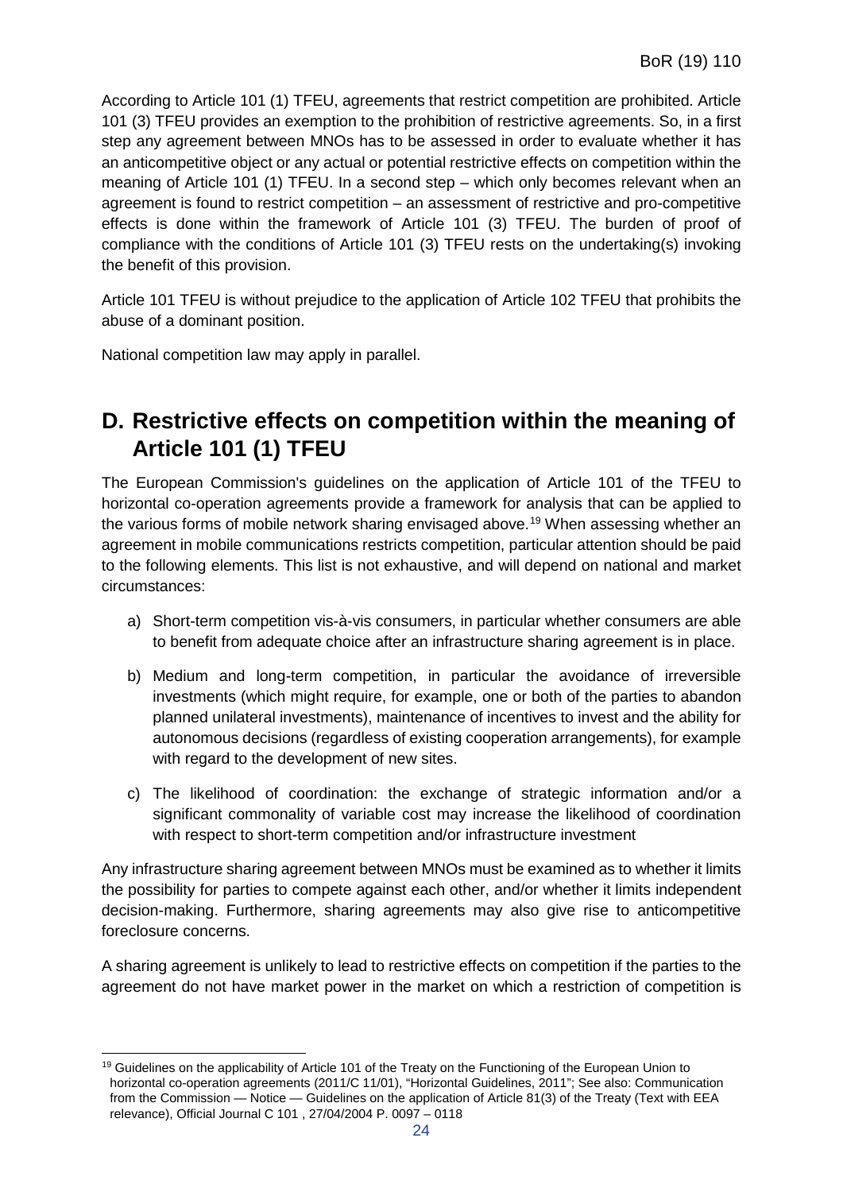According to Article 101 (1) TFEU, agreements that restrict competition are prohibited. Article 101 (3) TFEU provides an exemption to the prohibition of restrictive agreements. So, in a first step any agreement between MNOs has to be assessed in order to evaluate whether it has an anticompetitive object or any actual or potential restrictive effects on competition within the meaning of Article 101 (1) TFEU. In a second step – which only becomes relevant when an agreement is found to restrict competition – an assessment of restrictive and pro-competitive effects is done within the framework of Article 101 (3) TFEU. The burden of proof of compliance with the conditions of Article 101 (3) TFEU rests on the undertaking(s) invoking the benefit of this provision.

Article 101 TFEU is without prejudice to the application of Article 102 TFEU that prohibits the abuse of a dominant position.

National competition law may apply in parallel.

# D. Restrictive effects on competition within the meaning of Article 101 (1) TFEU

The European Commission's guidelines on the application of Article 101 of the TFEU to horizontal co-operation agreements provide a framework for analysis that can be applied to the various forms of mobile network sharing envisaged above.[19] When assessing whether an agreement in mobile communications restricts competition, particular attention should be paid to the following elements. This list is not exhaustive, and will depend on national and market circumstances:

a) Short-term competition vis-à-vis consumers, in particular whether consumers are able to benefit from adequate choice after an infrastructure sharing agreement is in place.

b) Medium and long-term competition, in particular the avoidance of irreversible investments (which might require, for example, one or both of the parties to abandon planned unilateral investments), maintenance of incentives to invest and the ability for autonomous decisions (regardless of existing cooperation arrangements), for example with regard to the development of new sites.

c) The likelihood of coordination: the exchange of strategic information and/or a significant commonality of variable cost may increase the likelihood of coordination with respect to short-term competition and/or infrastructure investment

Any infrastructure sharing agreement between MNOs must be examined as to whether it limits the possibility for parties to compete against each other, and/or whether it limits independent decision-making. Furthermore, sharing agreements may also give rise to anticompetitive foreclosure concerns.

A sharing agreement is unlikely to lead to restrictive effects on competition if the parties to the agreement do not have market power in the market on which a restriction of competition is

[19] Guidelines on the applicability of Article 101 of the Treaty on the Functioning of the European Union to horizontal co-operation agreements (2011/C 11/01), "Horizontal Guidelines, 2011"; See also: Communication from the Commission — Notice — Guidelines on the application of Article 81(3) of the Treaty (Text with EEA relevance), Official Journal C 101 , 27/04/2004 P. 0097 – 0118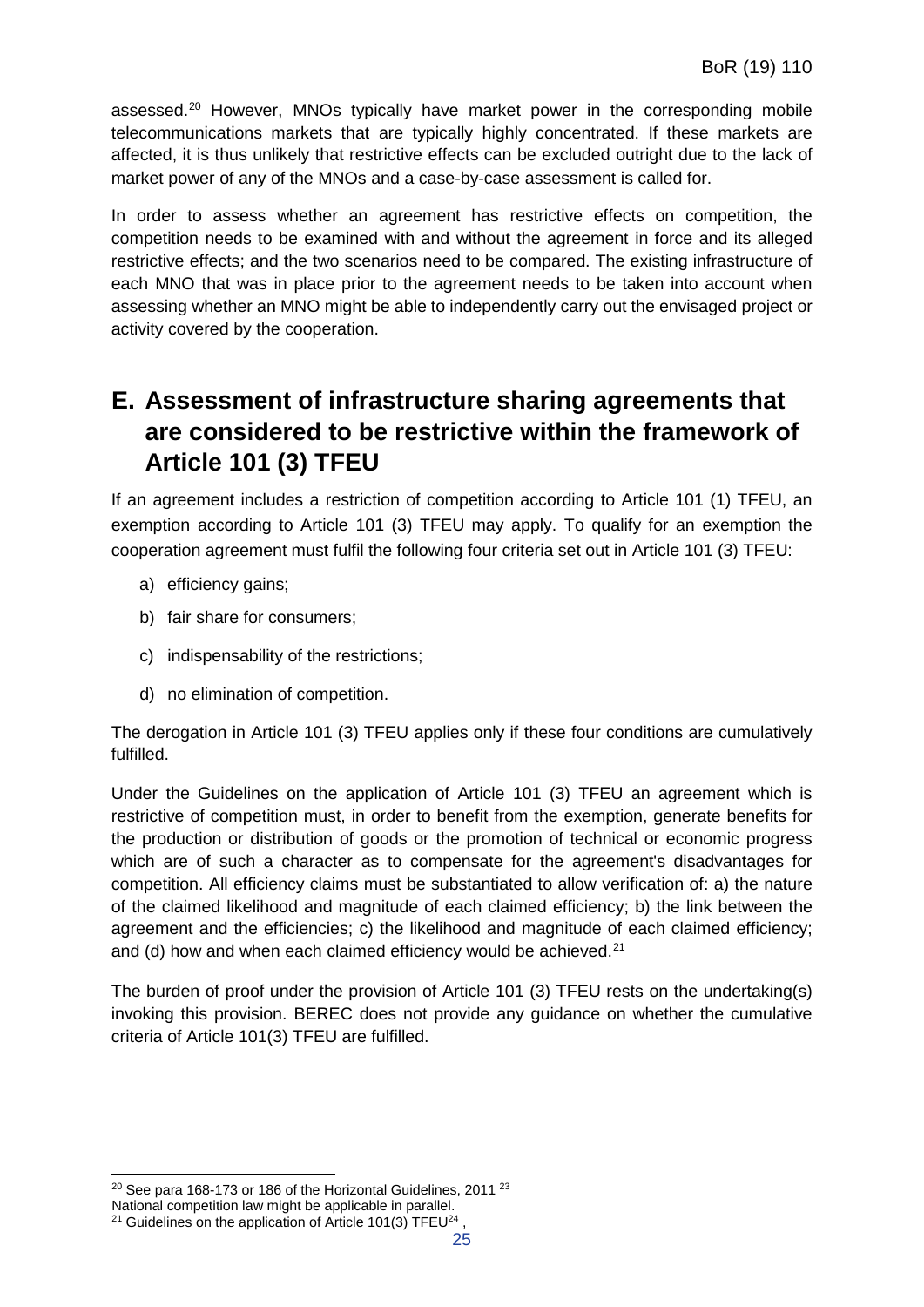assessed.[20] However, MNOs typically have market power in the corresponding mobile telecommunications markets that are typically highly concentrated. If these markets are affected, it is thus unlikely that restrictive effects can be excluded outright due to the lack of market power of any of the MNOs and a case-by-case assessment is called for.

In order to assess whether an agreement has restrictive effects on competition, the competition needs to be examined with and without the agreement in force and its alleged restrictive effects; and the two scenarios need to be compared. The existing infrastructure of each MNO that was in place prior to the agreement needs to be taken into account when assessing whether an MNO might be able to independently carry out the envisaged project or activity covered by the cooperation.

# E. Assessment of infrastructure sharing agreements that are considered to be restrictive within the framework of Article 101 (3) TFEU

If an agreement includes a restriction of competition according to Article 101 (1) TFEU, an exemption according to Article 101 (3) TFEU may apply. To qualify for an exemption the cooperation agreement must fulfil the following four criteria set out in Article 101 (3) TFEU:

a) efficiency gains;

b) fair share for consumers;

c) indispensability of the restrictions;

d) no elimination of competition.

The derogation in Article 101 (3) TFEU applies only if these four conditions are cumulatively fulfilled.

Under the Guidelines on the application of Article 101 (3) TFEU an agreement which is restrictive of competition must, in order to benefit from the exemption, generate benefits for the production or distribution of goods or the promotion of technical or economic progress which are of such a character as to compensate for the agreement's disadvantages for competition. All efficiency claims must be substantiated to allow verification of: a) the nature of the claimed likelihood and magnitude of each claimed efficiency; b) the link between the agreement and the efficiencies; c) the likelihood and magnitude of each claimed efficiency; and (d) how and when each claimed efficiency would be achieved.[21]

The burden of proof under the provision of Article 101 (3) TFEU rests on the undertaking(s) invoking this provision. BEREC does not provide any guidance on whether the cumulative criteria of Article 101(3) TFEU are fulfilled.

---

[20] See para 168-173 or 186 of the Horizontal Guidelines, 2011 [23]
National competition law might be applicable in parallel.

[21] Guidelines on the application of Article 101(3) TFEU[24] ,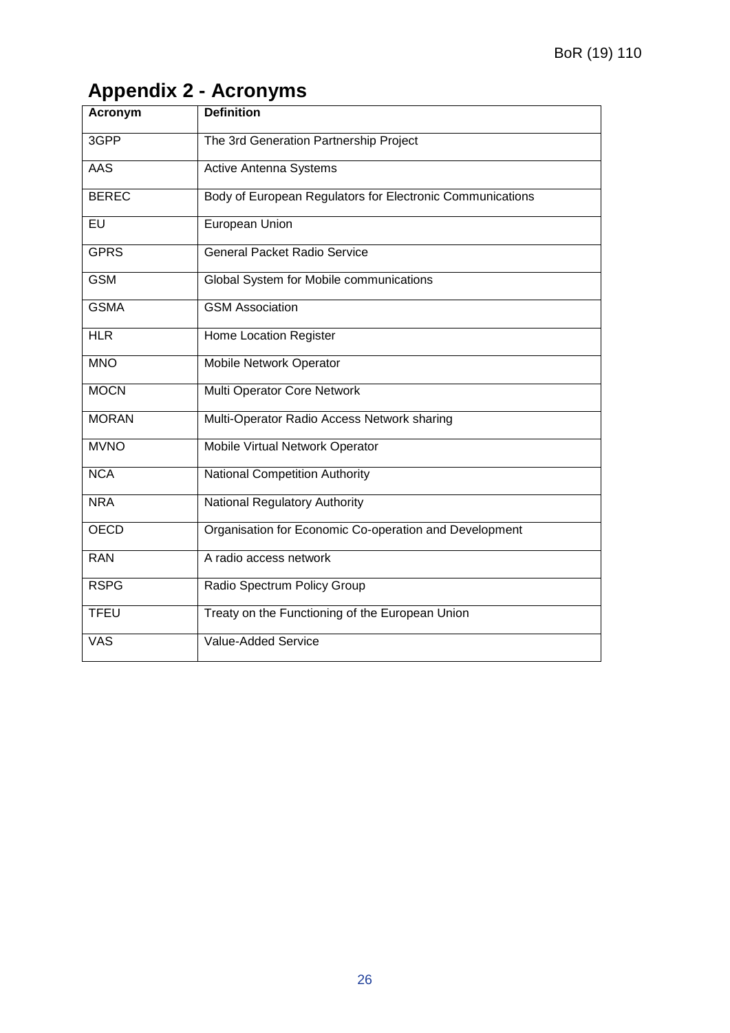# Appendix 2 - Acronyms

| Acronym | Definition |
|---|---|
| 3GPP | The 3rd Generation Partnership Project |
| AAS | Active Antenna Systems |
| BEREC | Body of European Regulators for Electronic Communications |
| EU | European Union |
| GPRS | General Packet Radio Service |
| GSM | Global System for Mobile communications |
| GSMA | GSM Association |
| HLR | Home Location Register |
| MNO | Mobile Network Operator |
| MOCN | Multi Operator Core Network |
| MORAN | Multi-Operator Radio Access Network sharing |
| MVNO | Mobile Virtual Network Operator |
| NCA | National Competition Authority |
| NRA | National Regulatory Authority |
| OECD | Organisation for Economic Co-operation and Development |
| RAN | A radio access network |
| RSPG | Radio Spectrum Policy Group |
| TFEU | Treaty on the Functioning of the European Union |
| VAS | Value-Added Service |